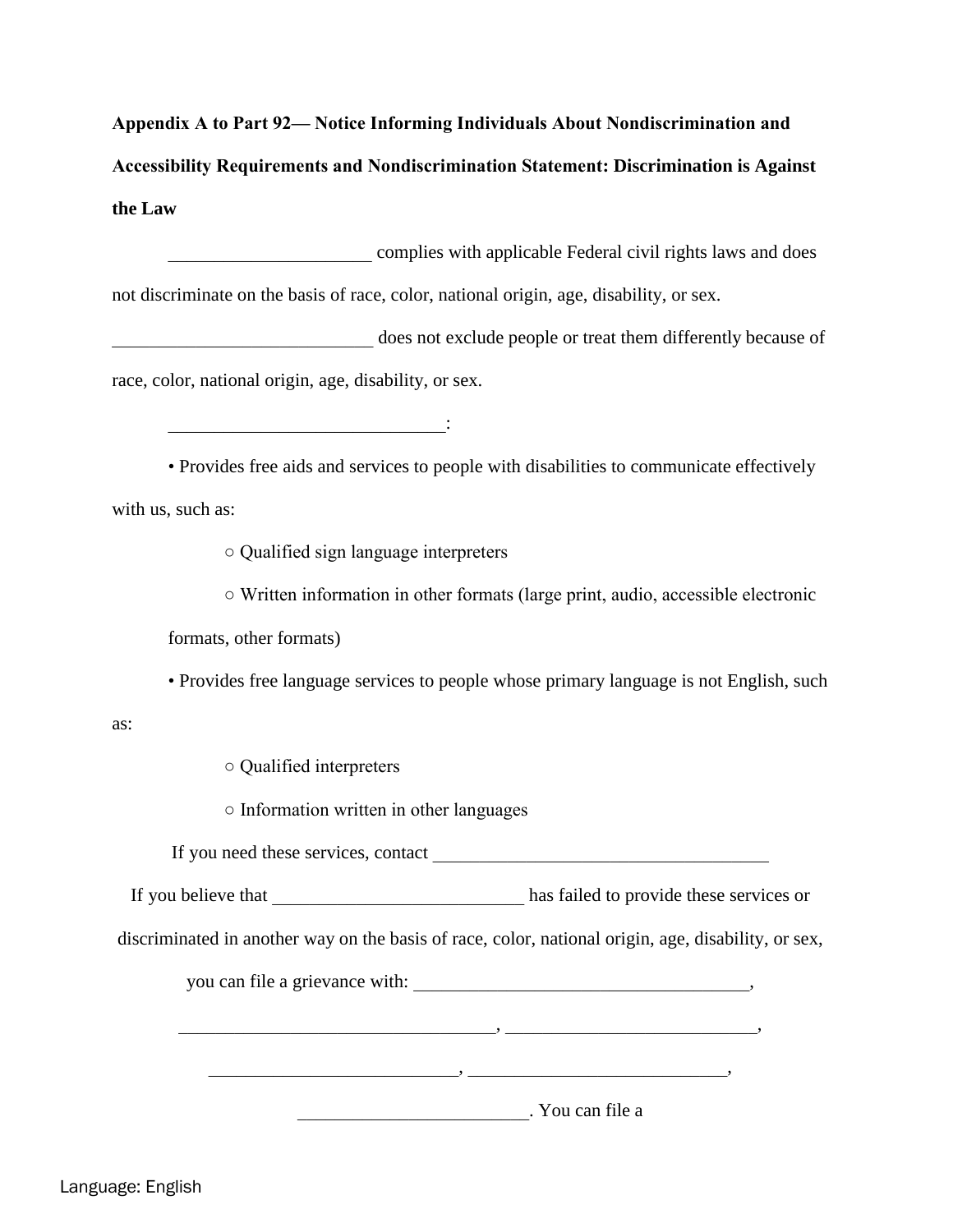**Appendix A to Part 92— Notice Informing Individuals About Nondiscrimination and Accessibility Requirements and Nondiscrimination Statement: Discrimination is Against the Law**

______________________ complies with applicable Federal civil rights laws and does not discriminate on the basis of race, color, national origin, age, disability, or sex. ____________________________ does not exclude people or treat them differently because of race, color, national origin, age, disability, or sex.

______________________________:

- Provides free aids and services to people with disabilities to communicate effectively with us, such as:
  - Qualified sign language interpreters
  - Written information in other formats (large print, audio, accessible electronic formats, other formats)
- Provides free language services to people whose primary language is not English, such as:
  - Qualified interpreters
  - Information written in other languages

If you need these services, contact ____________________________________

If you believe that ___________________________ has failed to provide these services or discriminated in another way on the basis of race, color, national origin, age, disability, or sex, you can file a grievance with: ____________________________________, __________________________________, ___________________________, ___________________________, ____________________________, _________________________. You can file a

Language: English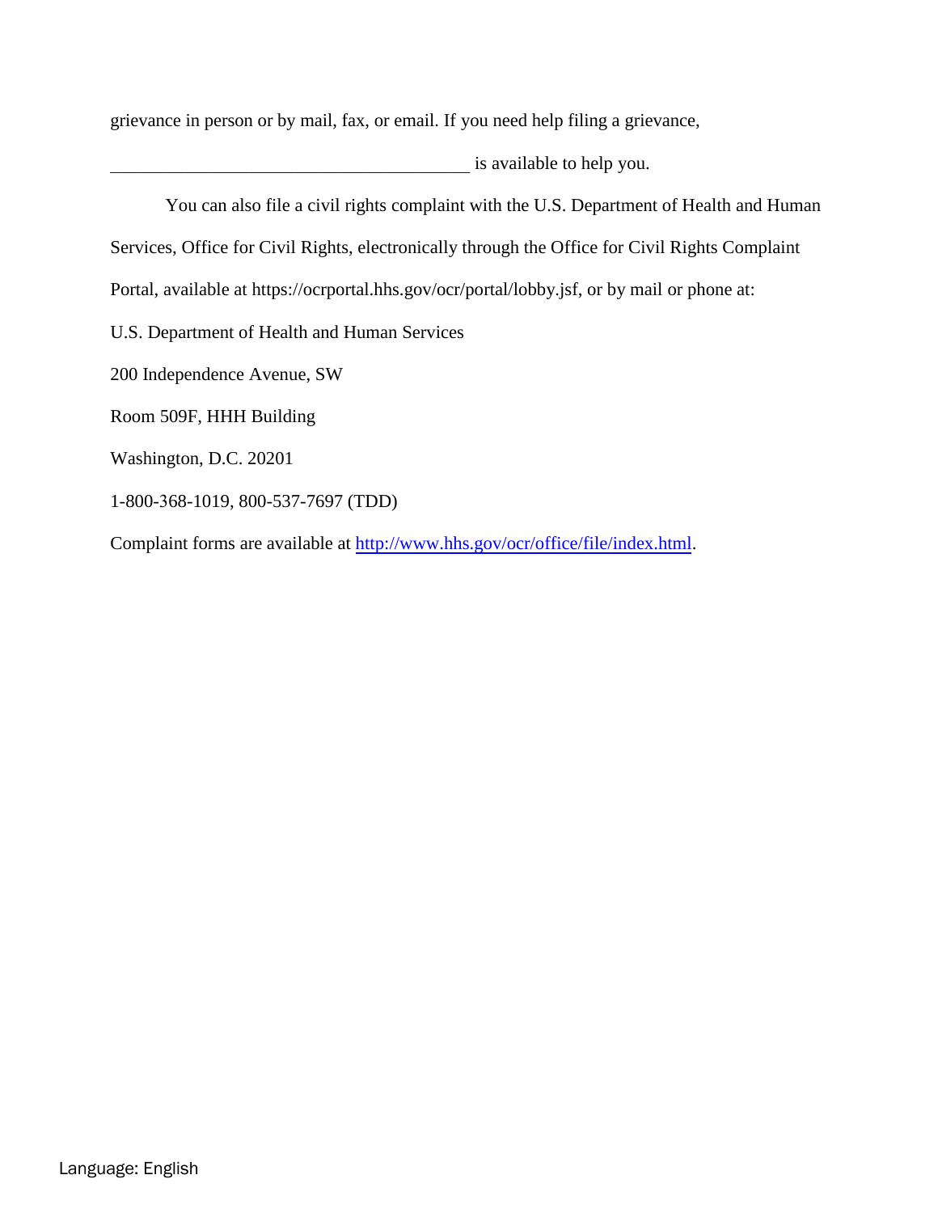grievance in person or by mail, fax, or email. If you need help filing a grievance, ________________________________________ is available to help you.

You can also file a civil rights complaint with the U.S. Department of Health and Human Services, Office for Civil Rights, electronically through the Office for Civil Rights Complaint Portal, available at https://ocrportal.hhs.gov/ocr/portal/lobby.jsf, or by mail or phone at:

U.S. Department of Health and Human Services

200 Independence Avenue, SW

Room 509F, HHH Building

Washington, D.C. 20201

1-800-368-1019, 800-537-7697 (TDD)

Complaint forms are available at [http://www.hhs.gov/ocr/office/file/index.html](http://www.hhs.gov/ocr/office/file/index.html).

Language: English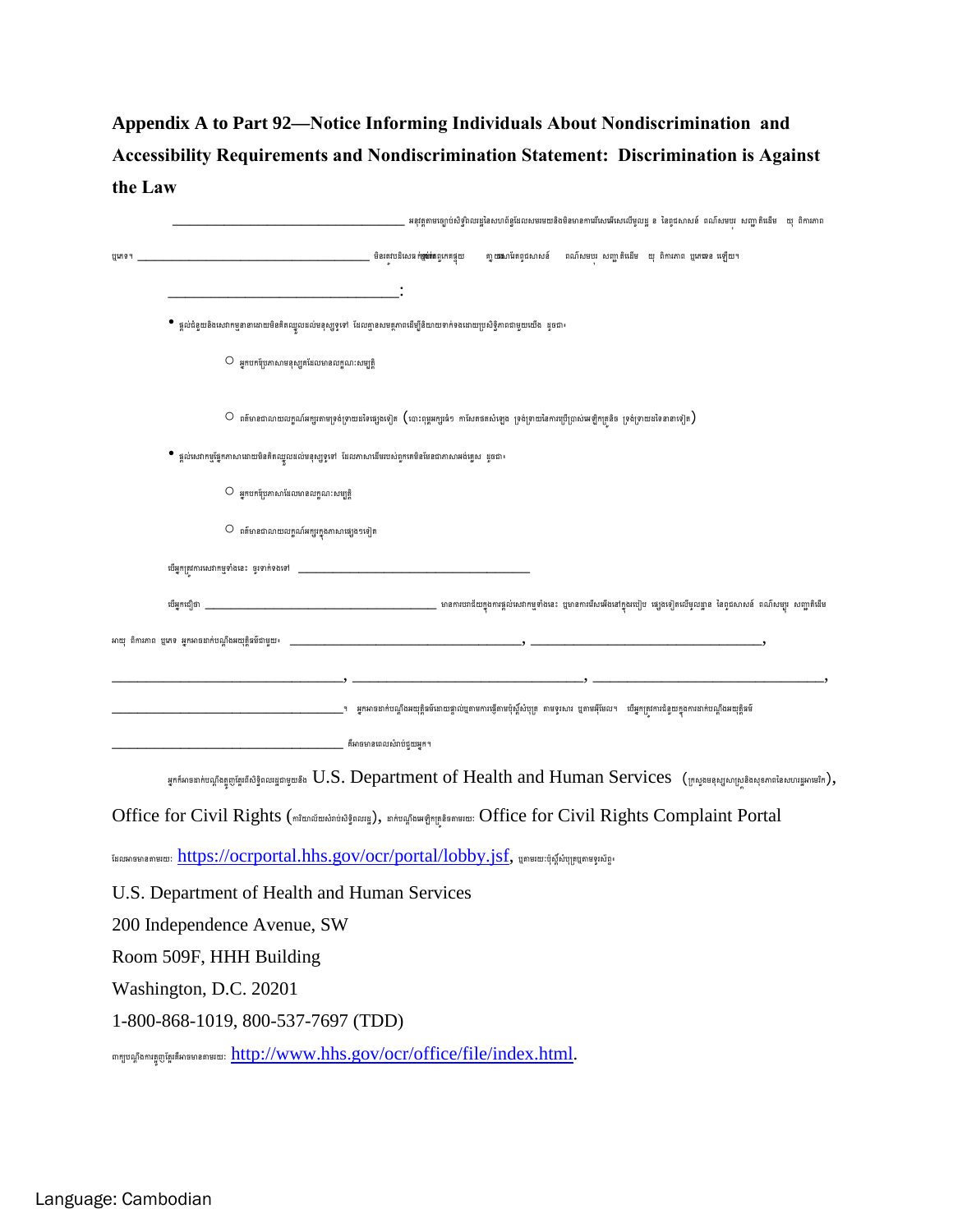**Appendix A to Part 92—Notice Informing Individuals About Nondiscrimination and Accessibility Requirements and Nondiscrimination Statement: Discrimination is Against the Law**

___________________________________ អនុវត្តតាមច្បាប់សិទ្ធិពលរដ្ឋនៃសហព័ន្ធដែលសមរម្យនិងមិនមានការរើសអើងលើមូលដ្ឋាន ខ នៃពូជសាសន៍ ពណ៌សម្បុរ សញ្ជាតិដើម យុ ពិការភាព ឬភេទ។ ___________________________________ មិនដេញចេញមនុស្ស ឬប្រព្រឹត្តចំពោះពួកគេខុសគ្នា ដោយសារតែពូជសាសន៍ ពណ៌សម្បុរ សញ្ជាតិដើម យុ ពិការភាព ឬភេទ ឡើយ។

_______________________________:

- ផ្តល់ជំនួយនិងសេវាកម្មនានាដោយមិនគិតថ្លៃដល់មនុស្សទូទៅ ដែលគ្មានសមត្ថភាពដើម្បីនិយាយទាក់ទងដោយប្រសិទ្ធិភាពជាមួយយើង ដូចជា៖
  - ○ អ្នកបកប្រែភាសាមនុស្សថ្លង់ដែលមានលក្ខណៈសម្បត្តិ
  - ○ ព័ត៌មានជាលាយលក្ខណ៍អក្សរតាមទ្រង់ទ្រាយផ្សេងទៀត (បោះពុម្ពអក្សរធំៗការសែតថតសំឡេង ទ្រង់ទ្រាយនៃការប្រើប្រាស់អេឡិចត្រូនិច ទ្រង់ទ្រាយផ្សេងទៀត)
- ផ្តល់សេវាកម្មផ្នែកភាសាដោយមិនគិតថ្លៃដល់មនុស្សទូទៅ ដែលភាសាដើមរបស់ពួកគេមិនមែនជាភាសាអង់គ្លេស ដូចជា៖
  - ○ អ្នកបកប្រែភាសាដែលមានលក្ខណៈសម្បត្តិ
  - ○ ព័ត៌មានជាលាយលក្ខណ៍អក្សរក្នុងភាសាផ្សេងទៀត

បើអ្នកត្រូវការសេវាកម្មទាំងនេះ ចូរទាក់ទងទៅ ___________________________________

បើអ្នកជឿថា ___________________________________ មានការបរាជ័យក្នុងការផ្តល់សេវាកម្មទាំងនេះ ឬមានការរើសអើងនៅក្នុងរបៀប ផ្សេងទៀតលើមូលដ្ឋាន នៃពូជសាសន៍ ពណ៌សម្បុរ សញ្ជាតិដើម អាយុ ពិការភាព ឬភេទ អ្នកអាចដាក់បណ្តឹងតវ៉ាទៅមួយ៖ ___________________________________, ___________________________________,

_______________________________, _______________________________, _______________________________,

_______________________________។ អ្នកអាចដាក់បណ្តឹងតវ៉ាដោយផ្ទាល់ឬតាមការផ្ញើតាមប្រៃសណីយ៍ តាមទូរសារ ឬតាមអ៊ីមែល។ បើអ្នកត្រូវការជំនួយក្នុងការដាក់បណ្តឹងតវ៉ា

___________________________________ គឺអាចមានពេលសំរាប់ជួយអ្នក។

អ្នកក៏អាចដាក់បណ្តឹងតវ៉ាអំពីសិទ្ធិពលរដ្ឋជាមួយនឹង U.S. Department of Health and Human Services (ក្រសួងមនុស្សសាស្ត្រនិងសុខភាពនៃសហរដ្ឋអាមេរិក), Office for Civil Rights (ការិយាល័យសំរាប់សិទ្ធិពលរដ្ឋ), ដាក់បណ្តឹងអេឡិចត្រូនិចតាមរយៈ Office for Civil Rights Complaint Portal ដែលអាចមានតាមរយៈ https://ocrportal.hhs.gov/ocr/portal/lobby.jsf, ឬតាមរយៈប្រៃសណីយ៍ឬតាមទូរស័ព្ទ៖

U.S. Department of Health and Human Services
200 Independence Avenue, SW
Room 509F, HHH Building
Washington, D.C. 20201
1-800-868-1019, 800-537-7697 (TDD)

ពាក្យបណ្តឹងតវ៉ាគឺអាចមានតាមរយៈ http://www.hhs.gov/ocr/office/file/index.html.

Language: Cambodian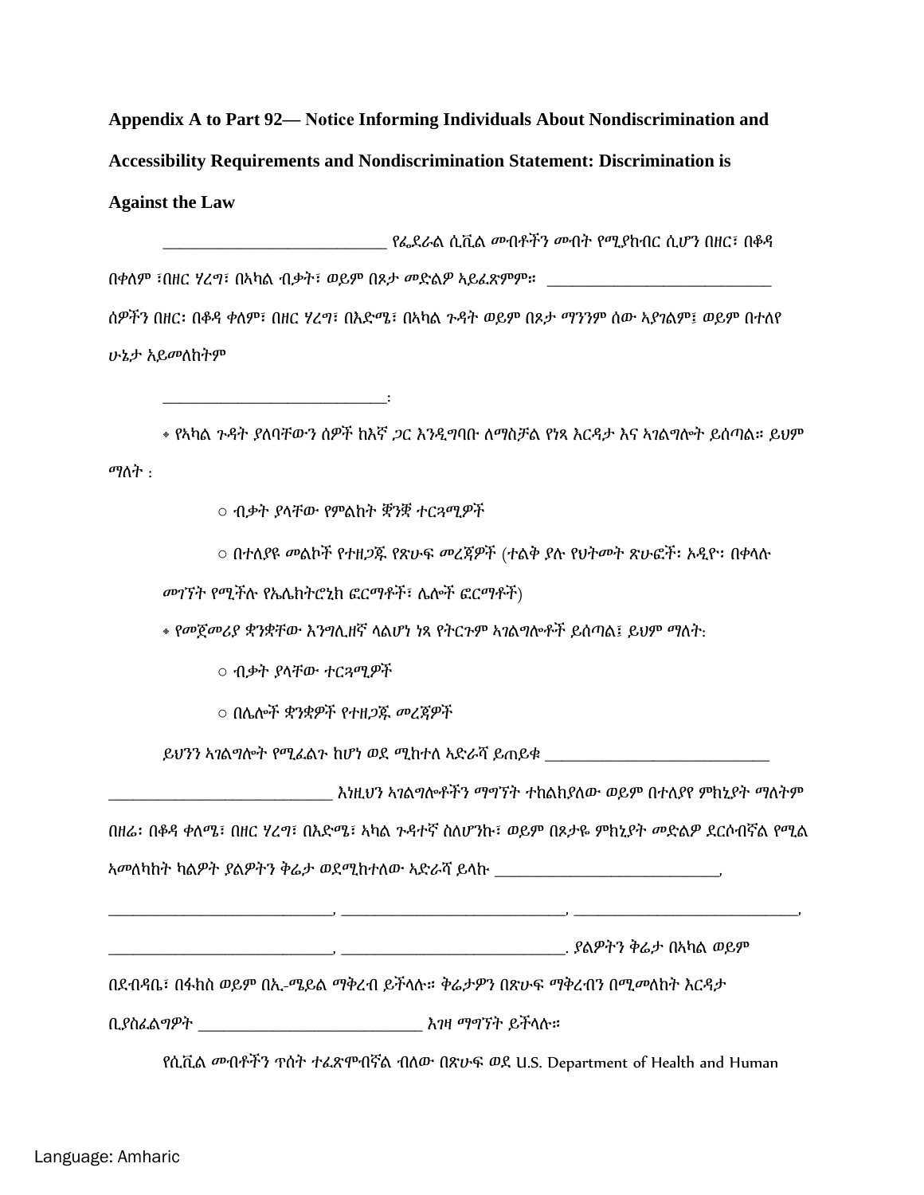**Appendix A to Part 92— Notice Informing Individuals About Nondiscrimination and Accessibility Requirements and Nondiscrimination Statement: Discrimination is Against the Law**

____________________________ የፌደራል ሲቪል መብቶችን መብት የሚያከብር ሲሆን በዘር፣ በቆዳ በቀለም ፣በዘር ሃረግ፣ በአካል ብቃት፣ ወይም በጾታ መድልዎ አይፈጽምም። ____________________________ ሰዎችን በዘር፡ በቆዳ ቀለም፣ በዘር ሃረግ፣ በእድሜ፣ በአካል ጉዳት ወይም በጾታ ማንንም ሰው አያገልም፤ ወይም በተለየ ሁኔታ አይመለከትም

____________________________:

- የአካል ጉዳት ያለባቸውን ሰዎች ከእኛ ጋር እንዲግባቡ ለማስቻል የነጻ እርዳታ እና አገልግሎት ይሰጣል። ይህም ማለት :
  - ብቃት ያላቸው የምልክት ቋንቋ ተርጓሚዎች
  - በተለያዩ መልኮች የተዘጋጁ የጽሁፍ መረጃዎች (ተልቅ ያሉ የህትመት ጽሁፎች፡ ኦዲዮ፡ በቀላሉ መገኘት የሚችሉ የኤሌክትሮኒክ ፎርማቶች፣ ሌሎች ፎርማቶች)
- የመጀመሪያ ቋንቋቸው እንግሊዘኛ ላልሆነ ነጻ የትርጉም አገልግሎቶች ይሰጣል፤ ይህም ማለት:
  - ብቃት ያላቸው ተርጓሚዎች
  - በሌሎች ቋንቋዎች የተዘጋጁ መረጃዎች

ይህንን አገልግሎት የሚፈልጉ ከሆነ ወደ ሚከተለ አድራሻ ይጠይቁ ____________________________

____________________________ እነዚህን አገልግሎቶችን ማግኘት ተከልክያለው ወይም በተለያየ ምክኒያት ማለትም በዘሬ፡ በቆዳ ቀለሜ፣ በዘር ሃረግ፣ በእድሜ፣ አካል ጉዳተኛ ስለሆንኩ፣ ወይም በጾታዬ ምክኒያት መድልዎ ደርሶብኛል የሚል አመለካከት ካልዎት ያልዎትን ቅሬታ ወደሚከተለው አድራሻ ይላኩ ____________________________,

____________________________, ____________________________, ____________________________,

____________________________, ____________________________. ያልዎትን ቅሬታ በአካል ወይም በደብዳቤ፣ በፋክስ ወይም በኢ-ሜይል ማቅረብ ይችላሉ። ቅሬታዎን በጽሁፍ ማቅረብን በሚመለከት እርዳታ ቢያስፈልግዎት ____________________________ እገዛ ማግኘት ይችላሉ።

የሲቪል መብቶችን ጥሰት ተፈጽሞብኛል ብለው በጽሁፍ ወደ U.S. Department of Health and Human

Language: Amharic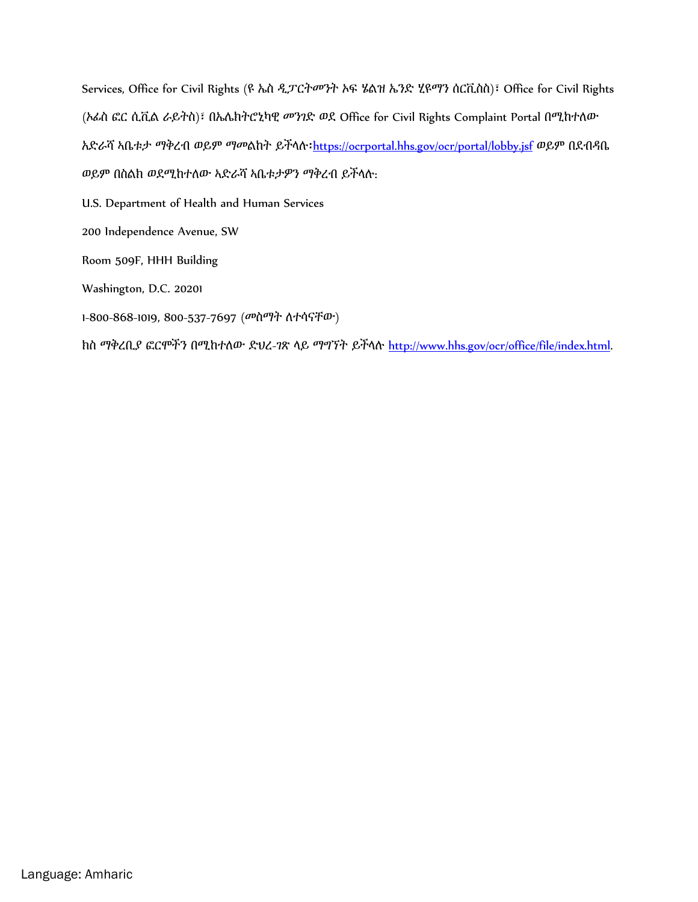Services, Office for Civil Rights (ዩ ኤስ ዲፓርትመንት ኦፍ ሄልዝ ኤንድ ሂዩማን ሰርቪስስ)፣ Office for Civil Rights (ኦፊስ ፎር ሲቪል ራይትስ)፣ በኤሌክትሮኒካዊ መንገድ ወደ Office for Civil Rights Complaint Portal በሚከተለው አድራሻ ኣቤቱታ ማቅረብ ወይም ማመልከት ይችላሉ፡https://ocrportal.hhs.gov/ocr/portal/lobby.jsf ወይም በደብዳቤ ወይም በስልክ ወደሚከተለው ኣድራሻ ኣቤቱታዎን ማቅረብ ይችላሉ:

U.S. Department of Health and Human Services

200 Independence Avenue, SW

Room 509F, HHH Building

Washington, D.C. 20201

1-800-868-1019, 800-537-7697 (መስማት ለተሳናቸው)

ክስ ማቅረቢያ ፎርሞችን በሚከተለው ድህረ-ገጽ ላይ ማግኘት ይችላሉ http://www.hhs.gov/ocr/office/file/index.html.

Language: Amharic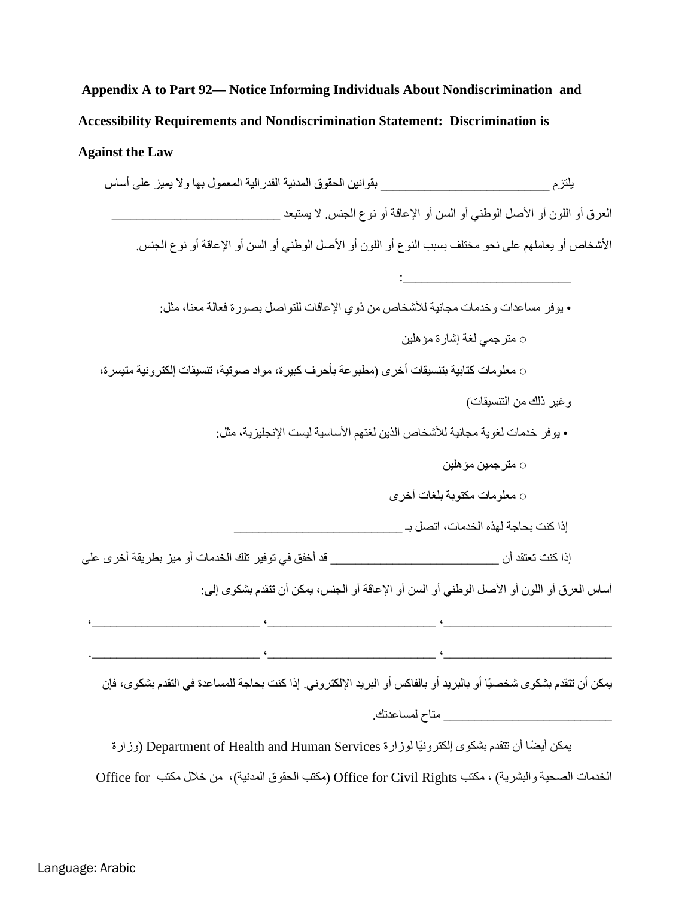**Appendix A to Part 92— Notice Informing Individuals About Nondiscrimination and Accessibility Requirements and Nondiscrimination Statement: Discrimination is Against the Law**

يلتزم ___________________________ بقوانين الحقوق المدنية الفدرالية المعمول بها ولا يميز على أساس العرق أو اللون أو الأصل الوطني أو السن أو الإعاقة أو نوع الجنس. لا يستبعد ___________________________ الأشخاص أو يعاملهم على نحو مختلف بسبب النوع أو اللون أو الأصل الوطني أو السن أو الإعاقة أو نوع الجنس.

___________________________:

- يوفر مساعدات وخدمات مجانية للأشخاص من ذوي الإعاقات للتواصل بصورة فعالة معنا، مثل:
  - مترجمي لغة إشارة مؤهلين
  - معلومات كتابية بتنسيقات أخرى (مطبوعة بأحرف كبيرة، مواد صوتية، تنسيقات إلكترونية متيسرة، وغير ذلك من التنسيقات)
- يوفر خدمات لغوية مجانية للأشخاص الذين لغتهم الأساسية ليست الإنجليزية، مثل:
  - مترجمين مؤهلين
  - معلومات مكتوبة بلغات أخرى

إذا كنت بحاجة لهذه الخدمات، اتصل بـ ___________________________

إذا كنت تعتقد أن ___________________________ قد أخفق في توفير تلك الخدمات أو ميز بطريقة أخرى على أساس العرق أو اللون أو الأصل الوطني أو السن أو الإعاقة أو الجنس، يمكن أن تتقدم بشكوى إلى:

___________________________، ___________________________، ___________________________،

___________________________، ___________________________، ___________________________.

يمكن أن تتقدم بشكوى شخصيًا أو بالبريد أو بالفاكس أو البريد الإلكتروني. إذا كنت بحاجة للمساعدة في التقدم بشكوى، فإن ___________________________ متاح لمساعدتك.

يمكن أيضًا أن تتقدم بشكوى إلكترونيًا لوزارة Department of Health and Human Services (وزارة الخدمات الصحية والبشرية) ، مكتب Office for Civil Rights (مكتب الحقوق المدنية)، من خلال مكتب Office for

Language: Arabic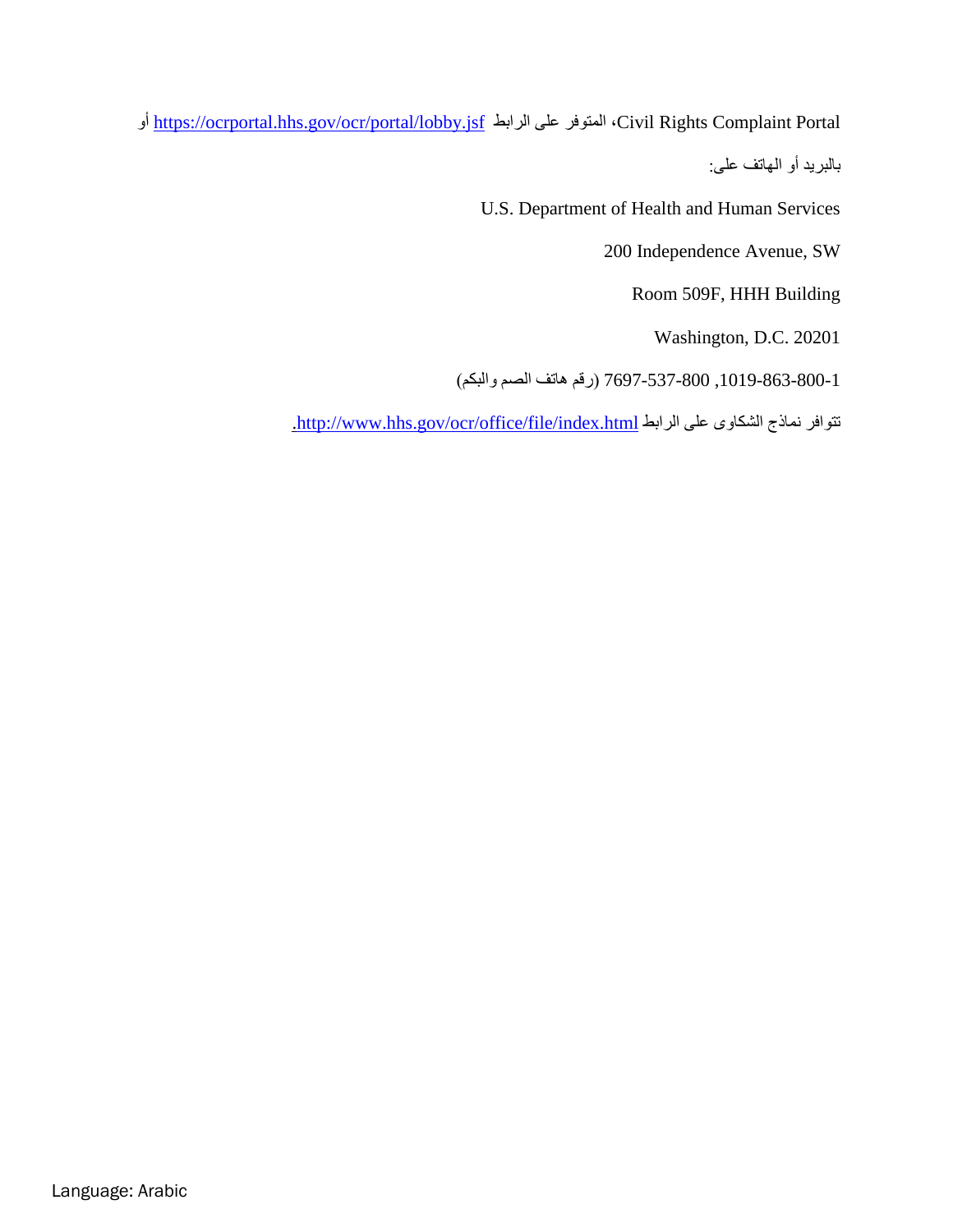Civil Rights Complaint Portal، المتوفر على الرابط https://ocrportal.hhs.gov/ocr/portal/lobby.jsf أو

بالبريد أو الهاتف على:

U.S. Department of Health and Human Services

200 Independence Avenue, SW

Room 509F, HHH Building

Washington, D.C. 20201

1-800-863-1019, 800-537-7697 (رقم هاتف الصم والبكم)

تتوافر نماذج الشكاوى على الرابط http://www.hhs.gov/ocr/office/file/index.html.

Language: Arabic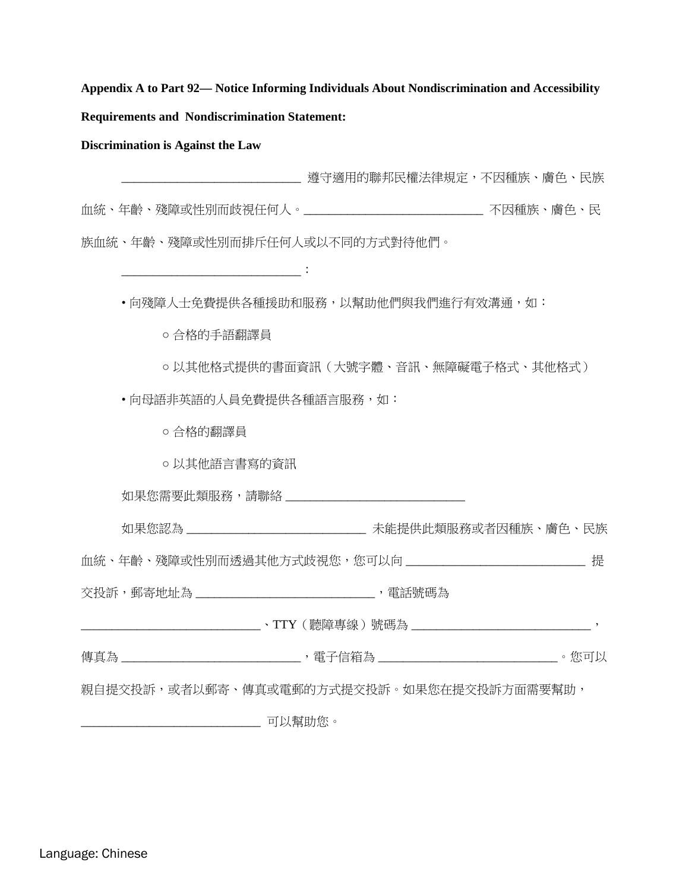**Appendix A to Part 92— Notice Informing Individuals About Nondiscrimination and Accessibility Requirements and Nondiscrimination Statement:**

**Discrimination is Against the Law**

_____________________________ 遵守適用的聯邦民權法律規定，不因種族、膚色、民族血統、年齡、殘障或性別而歧視任何人。_____________________________ 不因種族、膚色、民族血統、年齡、殘障或性別而排斥任何人或以不同的方式對待他們。

_____________________________：

- 向殘障人士免費提供各種援助和服務，以幫助他們與我們進行有效溝通，如：
  - 合格的手語翻譯員
  - 以其他格式提供的書面資訊（大號字體、音訊、無障礙電子格式、其他格式）
- 向母語非英語的人員免費提供各種語言服務，如：
  - 合格的翻譯員
  - 以其他語言書寫的資訊

如果您需要此類服務，請聯絡 _____________________________

如果您認為 _____________________________ 未能提供此類服務或者因種族、膚色、民族血統、年齡、殘障或性別而透過其他方式歧視您，您可以向 _____________________________ 提交投訴，郵寄地址為 _____________________________，電話號碼為 _____________________________、TTY（聽障專線）號碼為 _____________________________，傳真為 _____________________________，電子信箱為 _____________________________。您可以親自提交投訴，或者以郵寄、傳真或電郵的方式提交投訴。如果您在提交投訴方面需要幫助，_____________________________ 可以幫助您。

Language: Chinese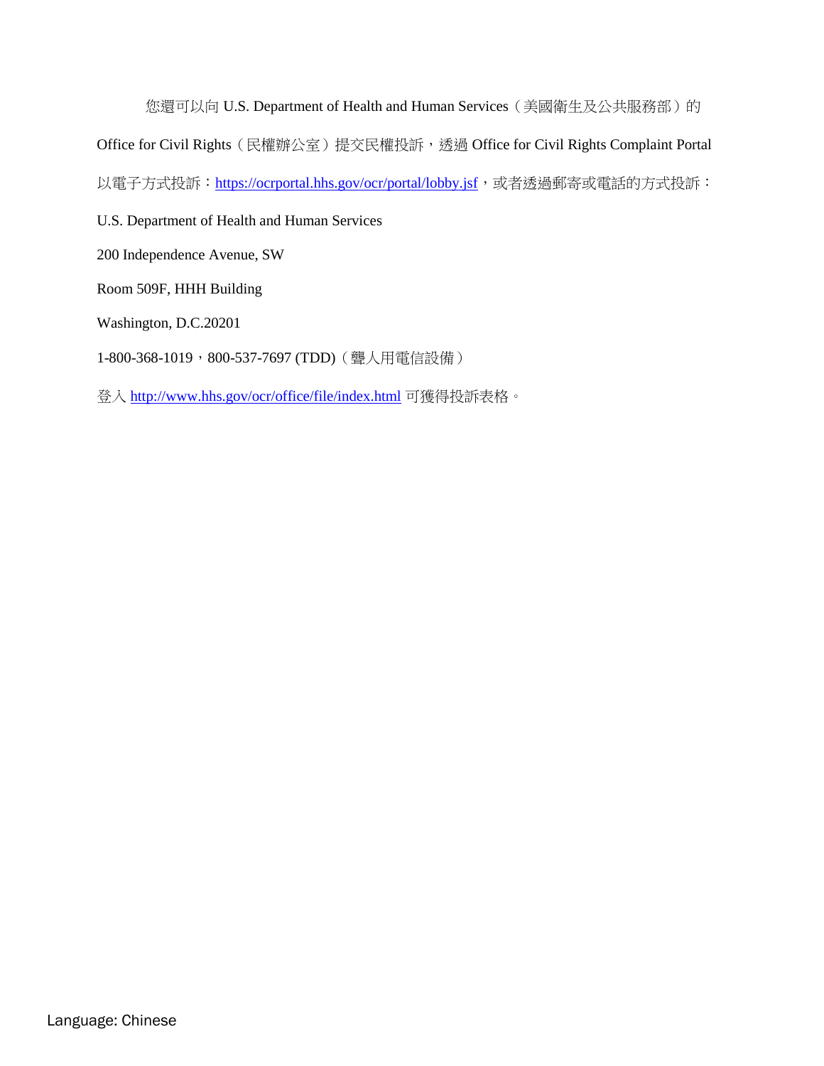您還可以向 U.S. Department of Health and Human Services（美國衛生及公共服務部）的 Office for Civil Rights（民權辦公室）提交民權投訴，透過 Office for Civil Rights Complaint Portal 以電子方式投訴：https://ocrportal.hhs.gov/ocr/portal/lobby.jsf，或者透過郵寄或電話的方式投訴：

U.S. Department of Health and Human Services

200 Independence Avenue, SW

Room 509F, HHH Building

Washington, D.C.20201

1-800-368-1019，800-537-7697 (TDD)（聾人用電信設備）

登入 http://www.hhs.gov/ocr/office/file/index.html 可獲得投訴表格。

Language: Chinese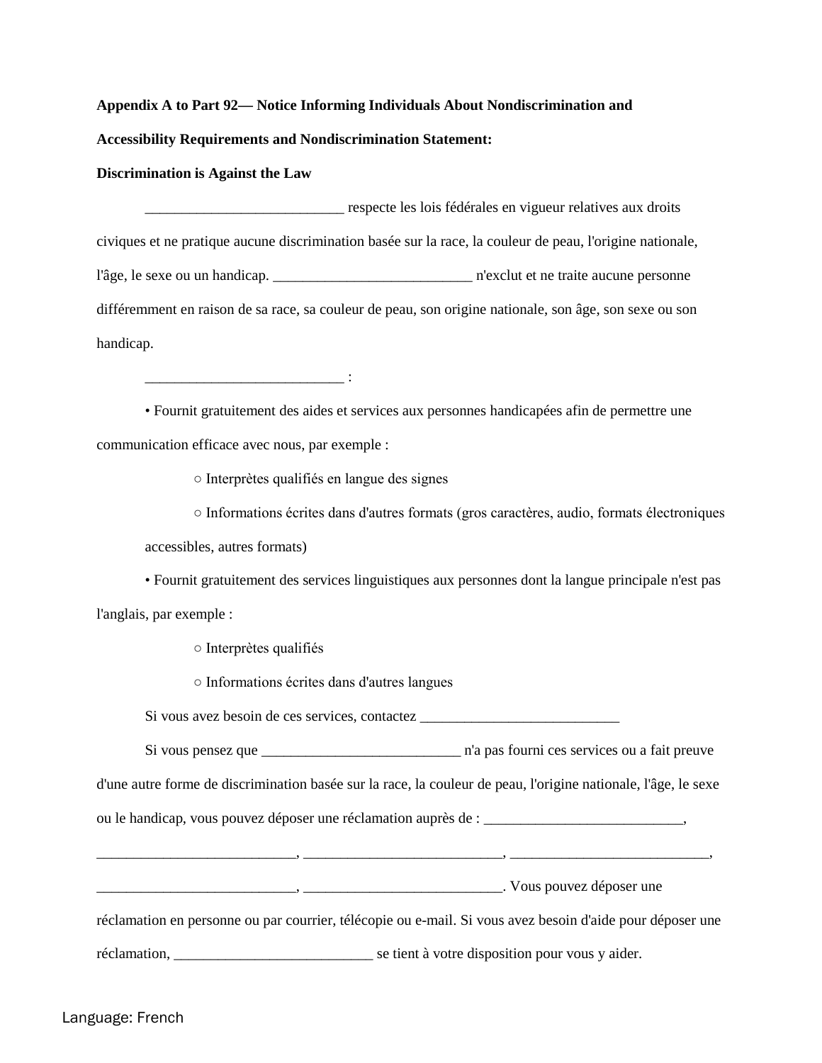**Appendix A to Part 92— Notice Informing Individuals About Nondiscrimination and Accessibility Requirements and Nondiscrimination Statement:**

**Discrimination is Against the Law**

___________________________ respecte les lois fédérales en vigueur relatives aux droits civiques et ne pratique aucune discrimination basée sur la race, la couleur de peau, l'origine nationale, l'âge, le sexe ou un handicap. ___________________________ n'exclut et ne traite aucune personne différemment en raison de sa race, sa couleur de peau, son origine nationale, son âge, son sexe ou son handicap.

___________________________ :

- Fournit gratuitement des aides et services aux personnes handicapées afin de permettre une communication efficace avec nous, par exemple :
  - Interprètes qualifiés en langue des signes
  - Informations écrites dans d'autres formats (gros caractères, audio, formats électroniques accessibles, autres formats)
- Fournit gratuitement des services linguistiques aux personnes dont la langue principale n'est pas l'anglais, par exemple :
  - Interprètes qualifiés
  - Informations écrites dans d'autres langues

Si vous avez besoin de ces services, contactez ___________________________

Si vous pensez que ___________________________ n'a pas fourni ces services ou a fait preuve d'une autre forme de discrimination basée sur la race, la couleur de peau, l'origine nationale, l'âge, le sexe ou le handicap, vous pouvez déposer une réclamation auprès de : ___________________________, ___________________________, ___________________________, ___________________________, ___________________________, ___________________________. Vous pouvez déposer une réclamation en personne ou par courrier, télécopie ou e-mail. Si vous avez besoin d'aide pour déposer une réclamation, ___________________________ se tient à votre disposition pour vous y aider.

Language: French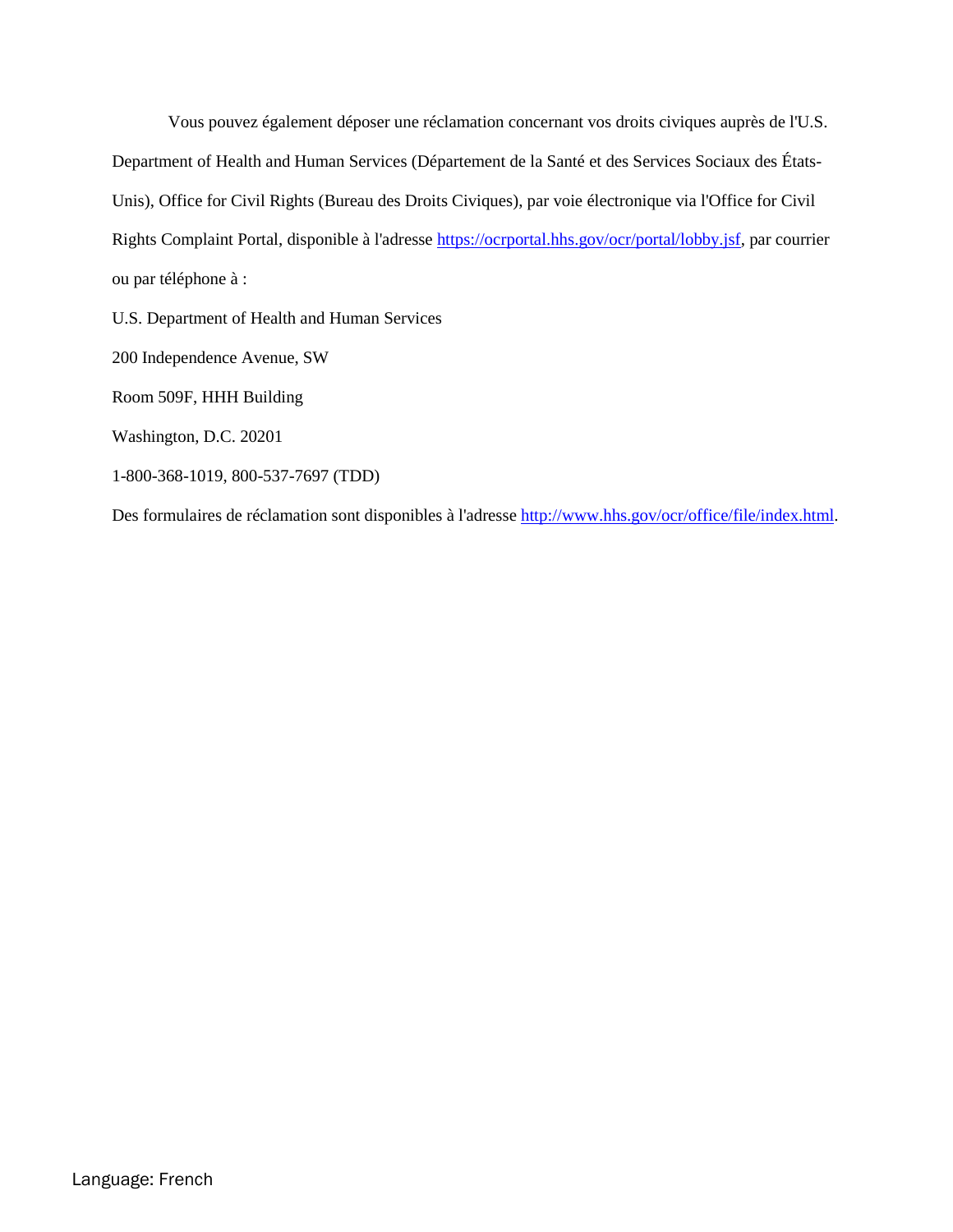Vous pouvez également déposer une réclamation concernant vos droits civiques auprès de l'U.S. Department of Health and Human Services (Département de la Santé et des Services Sociaux des États-Unis), Office for Civil Rights (Bureau des Droits Civiques), par voie électronique via l'Office for Civil Rights Complaint Portal, disponible à l'adresse https://ocrportal.hhs.gov/ocr/portal/lobby.jsf, par courrier ou par téléphone à :

U.S. Department of Health and Human Services

200 Independence Avenue, SW

Room 509F, HHH Building

Washington, D.C. 20201

1-800-368-1019, 800-537-7697 (TDD)

Des formulaires de réclamation sont disponibles à l'adresse http://www.hhs.gov/ocr/office/file/index.html.

Language: French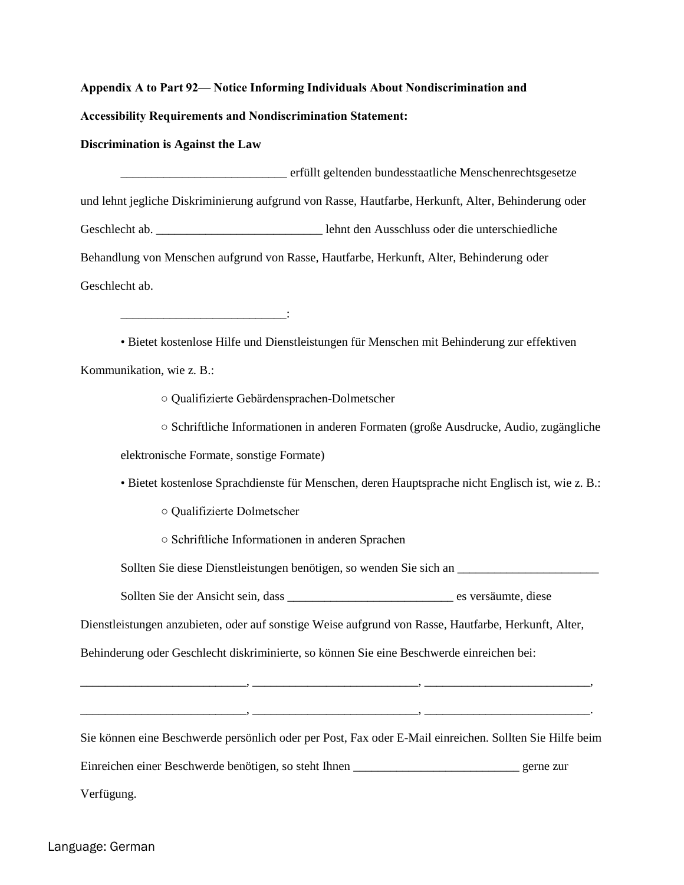**Appendix A to Part 92— Notice Informing Individuals About Nondiscrimination and Accessibility Requirements and Nondiscrimination Statement:**

**Discrimination is Against the Law**

__________________________ erfüllt geltenden bundesstaatliche Menschenrechtsgesetze und lehnt jegliche Diskriminierung aufgrund von Rasse, Hautfarbe, Herkunft, Alter, Behinderung oder Geschlecht ab. __________________________ lehnt den Ausschluss oder die unterschiedliche Behandlung von Menschen aufgrund von Rasse, Hautfarbe, Herkunft, Alter, Behinderung oder Geschlecht ab.

__________________________:

- Bietet kostenlose Hilfe und Dienstleistungen für Menschen mit Behinderung zur effektiven Kommunikation, wie z. B.:
  - Qualifizierte Gebärdensprachen-Dolmetscher
  - Schriftliche Informationen in anderen Formaten (große Ausdrucke, Audio, zugängliche elektronische Formate, sonstige Formate)
- Bietet kostenlose Sprachdienste für Menschen, deren Hauptsprache nicht Englisch ist, wie z. B.:
  - Qualifizierte Dolmetscher
  - Schriftliche Informationen in anderen Sprachen

Sollten Sie diese Dienstleistungen benötigen, so wenden Sie sich an _______________________

Sollten Sie der Ansicht sein, dass __________________________ es versäumte, diese Dienstleistungen anzubieten, oder auf sonstige Weise aufgrund von Rasse, Hautfarbe, Herkunft, Alter, Behinderung oder Geschlecht diskriminierte, so können Sie eine Beschwerde einreichen bei:

__________________________, __________________________, __________________________,

__________________________, __________________________, __________________________.

Sie können eine Beschwerde persönlich oder per Post, Fax oder E-Mail einreichen. Sollten Sie Hilfe beim Einreichen einer Beschwerde benötigen, so steht Ihnen __________________________ gerne zur Verfügung.

Language: German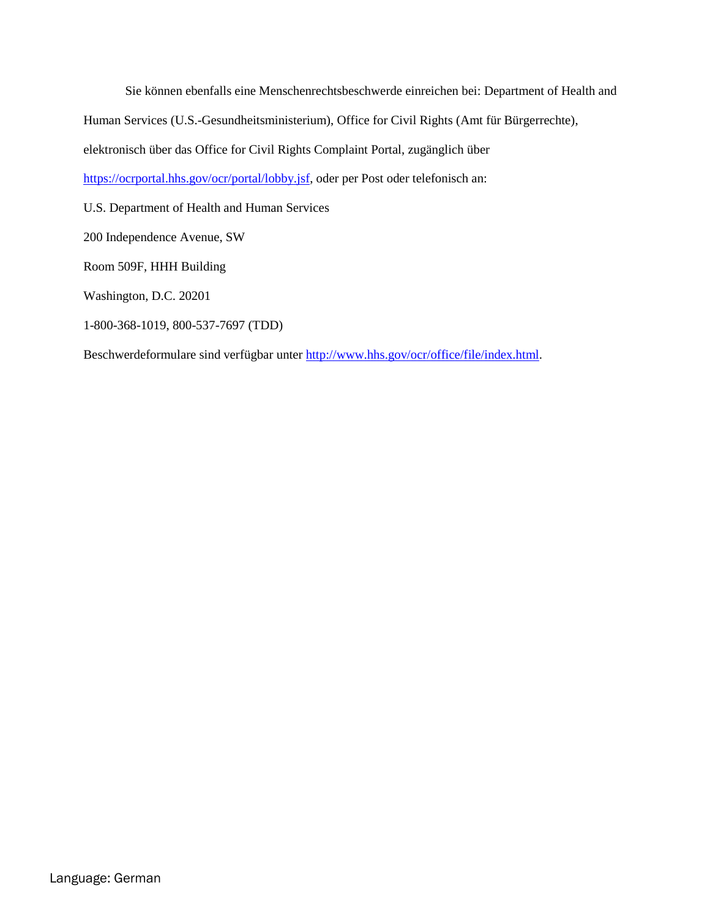Sie können ebenfalls eine Menschenrechtsbeschwerde einreichen bei: Department of Health and Human Services (U.S.-Gesundheitsministerium), Office for Civil Rights (Amt für Bürgerrechte), elektronisch über das Office for Civil Rights Complaint Portal, zugänglich über https://ocrportal.hhs.gov/ocr/portal/lobby.jsf, oder per Post oder telefonisch an:

U.S. Department of Health and Human Services

200 Independence Avenue, SW

Room 509F, HHH Building

Washington, D.C. 20201

1-800-368-1019, 800-537-7697 (TDD)

Beschwerdeformulare sind verfügbar unter http://www.hhs.gov/ocr/office/file/index.html.

Language: German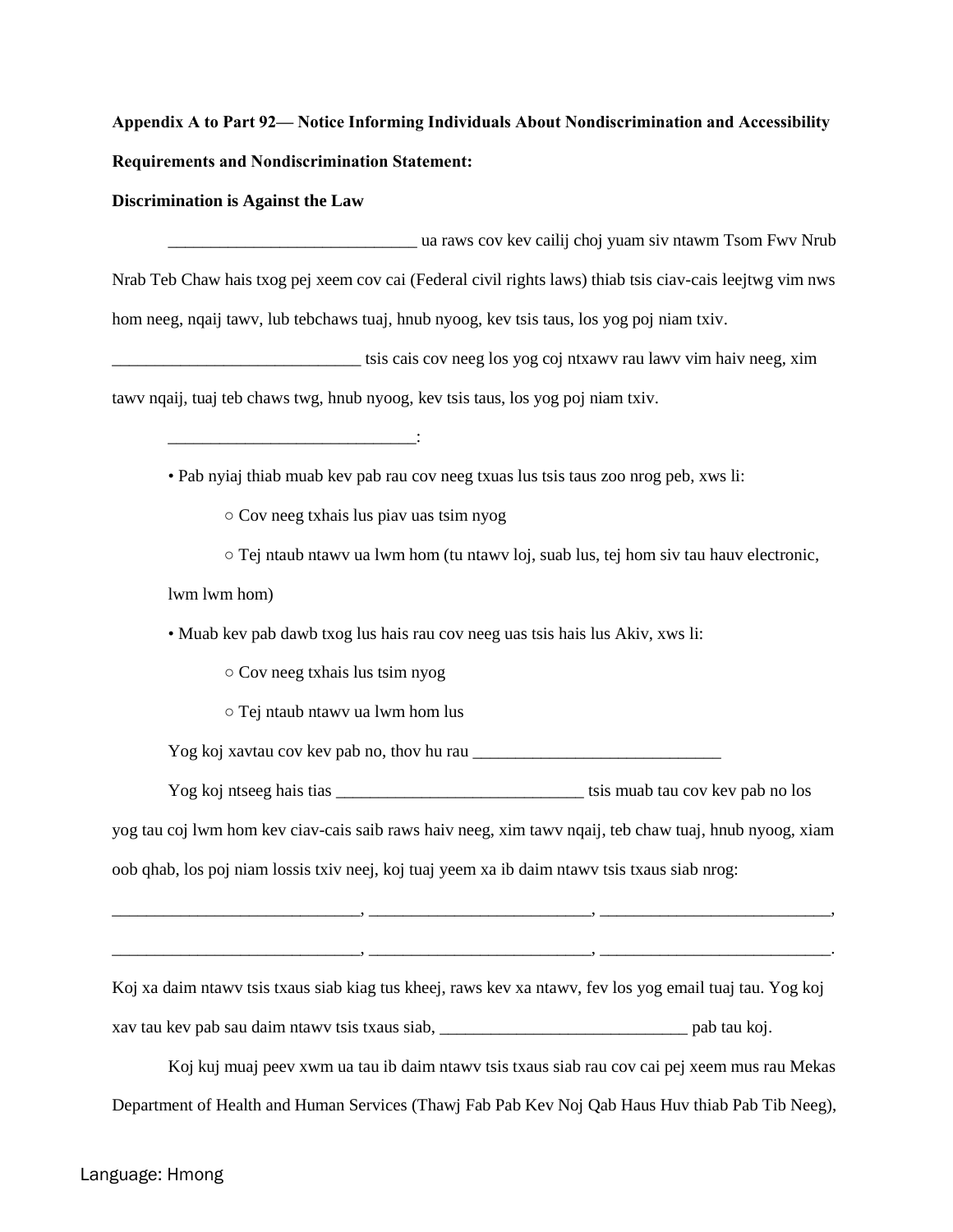**Appendix A to Part 92— Notice Informing Individuals About Nondiscrimination and Accessibility Requirements and Nondiscrimination Statement:**

**Discrimination is Against the Law**

_____________________________ ua raws cov kev cailij choj yuam siv ntawm Tsom Fwv Nrub Nrab Teb Chaw hais txog pej xeem cov cai (Federal civil rights laws) thiab tsis ciav-cais leejtwg vim nws hom neeg, nqaij tawv, lub tebchaws tuaj, hnub nyoog, kev tsis taus, los yog poj niam txiv. _____________________________ tsis cais cov neeg los yog coj ntxawv rau lawv vim haiv neeg, xim tawv nqaij, tuaj teb chaws twg, hnub nyoog, kev tsis taus, los yog poj niam txiv.

_____________________________:

- Pab nyiaj thiab muab kev pab rau cov neeg txuas lus tsis taus zoo nrog peb, xws li:
  - Cov neeg txhais lus piav uas tsim nyog
  - Tej ntaub ntawv ua lwm hom (tu ntawv loj, suab lus, tej hom siv tau hauv electronic, lwm lwm hom)
- Muab kev pab dawb txog lus hais rau cov neeg uas tsis hais lus Akiv, xws li:
  - Cov neeg txhais lus tsim nyog
  - Tej ntaub ntawv ua lwm hom lus

Yog koj xavtau cov kev pab no, thov hu rau _____________________________

Yog koj ntseeg hais tias _____________________________ tsis muab tau cov kev pab no los yog tau coj lwm hom kev ciav-cais saib raws haiv neeg, xim tawv nqaij, teb chaw tuaj, hnub nyoog, xiam oob qhab, los poj niam lossis txiv neej, koj tuaj yeem xa ib daim ntawv tsis txaus siab nrog:

_____________________________, __________________________, ___________________________, _____________________________, __________________________, ___________________________.

Koj xa daim ntawv tsis txaus siab kiag tus kheej, raws kev xa ntawv, fev los yog email tuaj tau. Yog koj xav tau kev pab sau daim ntawv tsis txaus siab, _____________________________ pab tau koj.

Koj kuj muaj peev xwm ua tau ib daim ntawv tsis txaus siab rau cov cai pej xeem mus rau Mekas Department of Health and Human Services (Thawj Fab Pab Kev Noj Qab Haus Huv thiab Pab Tib Neeg),

Language: Hmong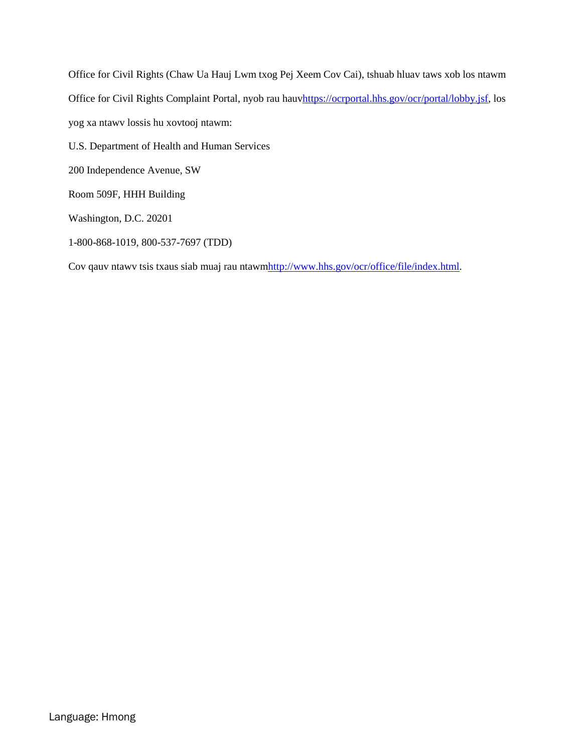Office for Civil Rights (Chaw Ua Hauj Lwm txog Pej Xeem Cov Cai), tshuab hluav taws xob los ntawm Office for Civil Rights Complaint Portal, nyob rau hauv https://ocrportal.hhs.gov/ocr/portal/lobby.jsf, los yog xa ntawv lossis hu xovtooj ntawm:

U.S. Department of Health and Human Services

200 Independence Avenue, SW

Room 509F, HHH Building

Washington, D.C. 20201

1-800-868-1019, 800-537-7697 (TDD)

Cov qauv ntawv tsis txaus siab muaj rau ntawm http://www.hhs.gov/ocr/office/file/index.html.

Language: Hmong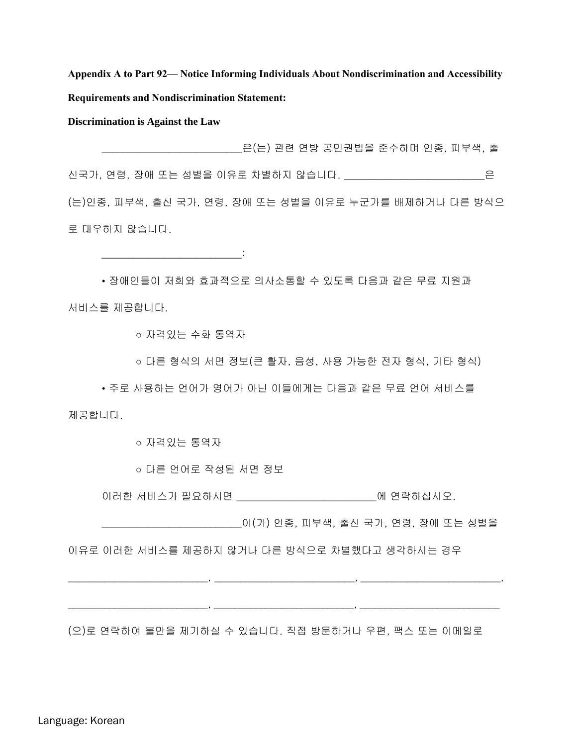**Appendix A to Part 92— Notice Informing Individuals About Nondiscrimination and Accessibility Requirements and Nondiscrimination Statement:**

**Discrimination is Against the Law**

_________________________은(는) 관련 연방 공민권법을 준수하며 인종, 피부색, 출신국가, 연령, 장애 또는 성별을 이유로 차별하지 않습니다. _________________________은(는)인종, 피부색, 출신 국가, 연령, 장애 또는 성별을 이유로 누군가를 배제하거나 다른 방식으로 대우하지 않습니다.

_________________________:

- 장애인들이 저희와 효과적으로 의사소통할 수 있도록 다음과 같은 무료 지원과 서비스를 제공합니다.
  - 자격있는 수화 통역자
  - 다른 형식의 서면 정보(큰 활자, 음성, 사용 가능한 전자 형식, 기타 형식)
- 주로 사용하는 언어가 영어가 아닌 이들에게는 다음과 같은 무료 언어 서비스를 제공합니다.
  - 자격있는 통역자
  - 다른 언어로 작성된 서면 정보

이러한 서비스가 필요하시면 _________________________에 연락하십시오.

_________________________이(가) 인종, 피부색, 출신 국가, 연령, 장애 또는 성별을 이유로 이러한 서비스를 제공하지 않거나 다른 방식으로 차별했다고 생각하시는 경우 _________________________, _________________________, _________________________, _________________________, _________________________, _________________________ (으)로 연락하여 불만을 제기하실 수 있습니다. 직접 방문하거나 우편, 팩스 또는 이메일로

Language: Korean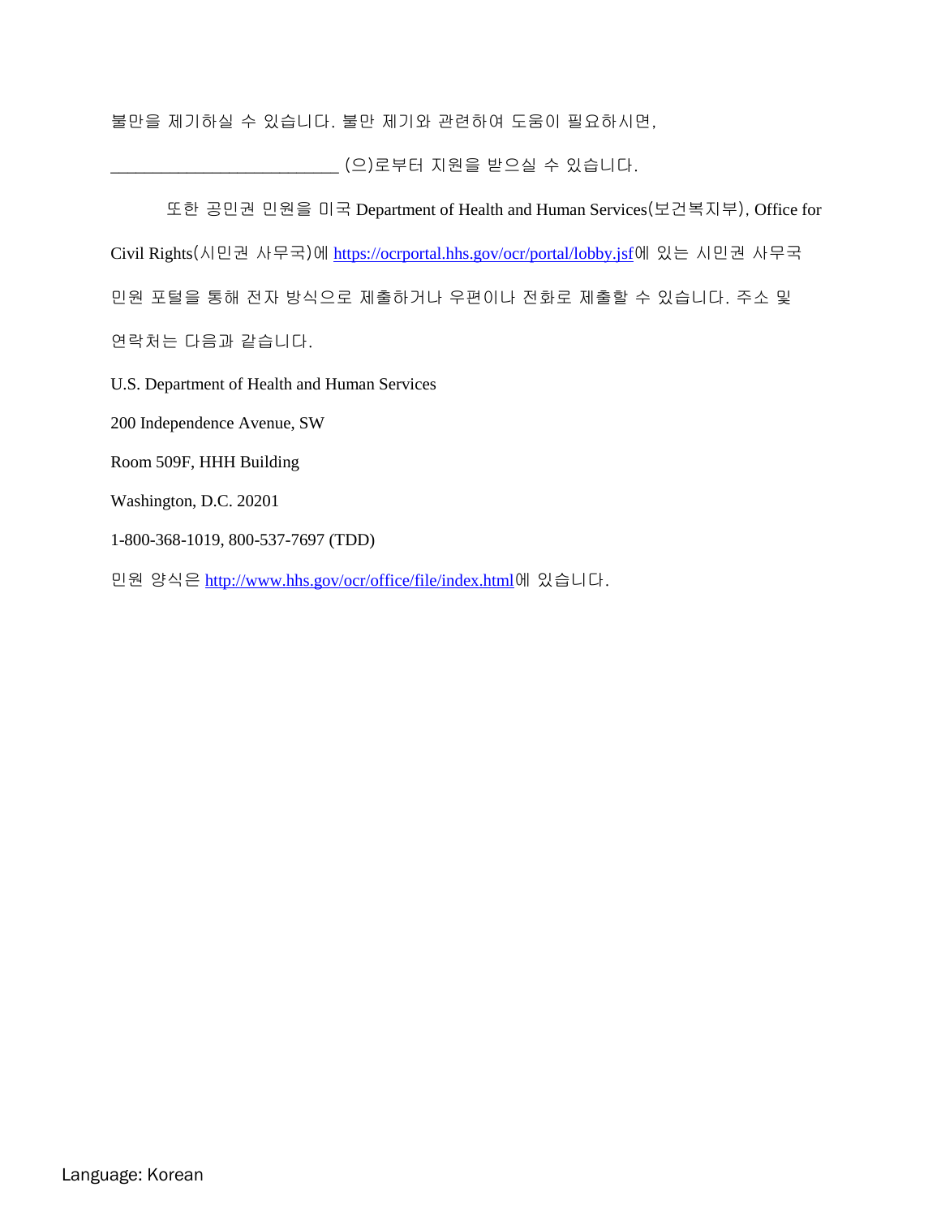불만을 제기하실 수 있습니다. 불만 제기와 관련하여 도움이 필요하시면, __________________________ (으)로부터 지원을 받으실 수 있습니다.

또한 공민권 민원을 미국 Department of Health and Human Services(보건복지부), Office for Civil Rights(시민권 사무국)에 https://ocrportal.hhs.gov/ocr/portal/lobby.jsf에 있는 시민권 사무국 민원 포털을 통해 전자 방식으로 제출하거나 우편이나 전화로 제출할 수 있습니다. 주소 및 연락처는 다음과 같습니다.

U.S. Department of Health and Human Services

200 Independence Avenue, SW

Room 509F, HHH Building

Washington, D.C. 20201

1-800-368-1019, 800-537-7697 (TDD)

민원 양식은 http://www.hhs.gov/ocr/office/file/index.html에 있습니다.

Language: Korean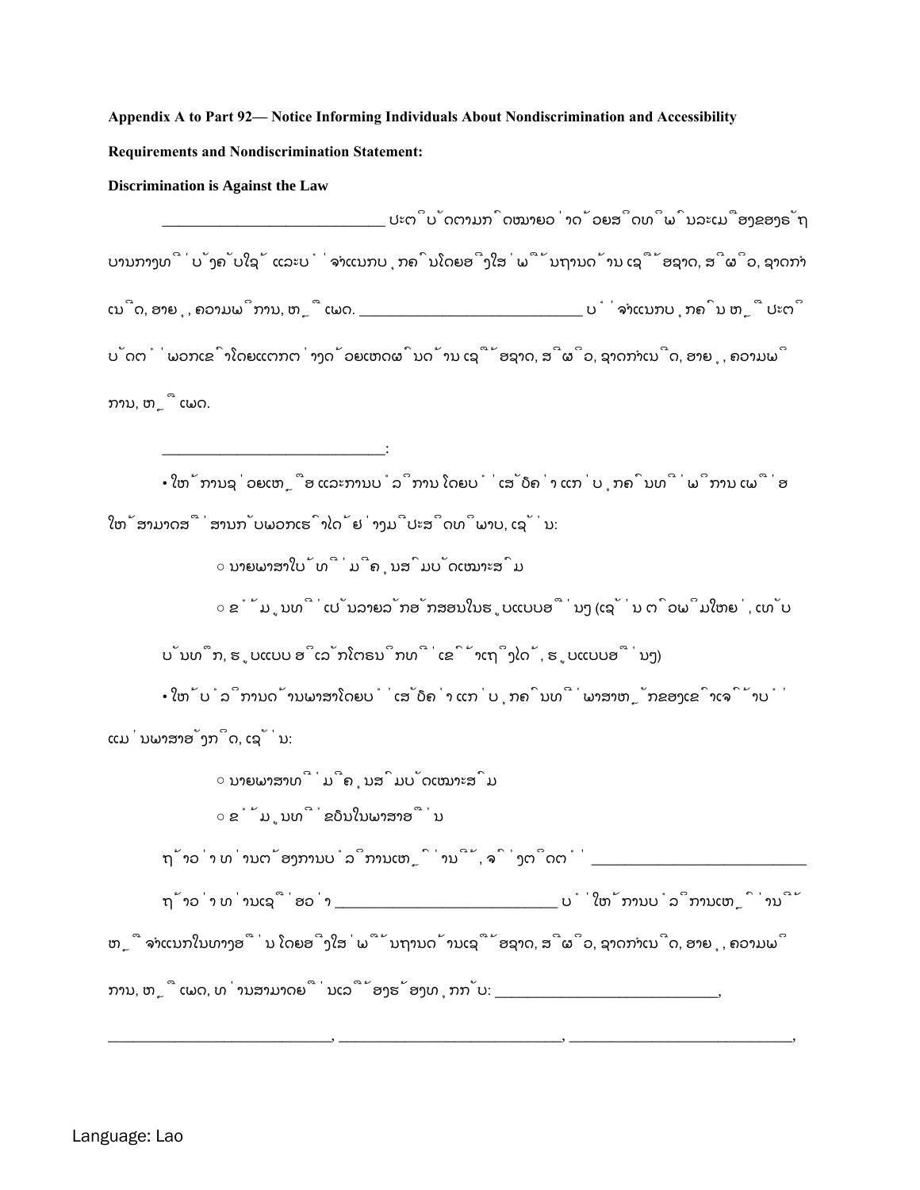**Appendix A to Part 92— Notice Informing Individuals About Nondiscrimination and Accessibility Requirements and Nondiscrimination Statement:**

**Discrimination is Against the Law**

_____________________________ ປະຕິບັດຕາມກົດໝາຍວ່າດ້ວຍສິດທິພົນລະເມືອງຂອງລັດຖະບານກາງທີ່ບັງຄັບໃຊ້ ແລະບໍ່ຈໍາແນກບຸກຄົນໂດຍອີງໃສ່ພື້ນຖານດ້ານເຊື້ອຊາດ, ສີຜິວ, ຊາດກໍາເນີດ, ອາຍຸ, ຄວາມພິການ, ຫຼືເພດ. _____________________________ ບໍ່ຈໍາແນກບຸກຄົນ ຫຼືປະຕິບັດຕໍ່ພວກເຂົາໂດຍແຕກຕ່າງດ້ວຍເຫດຜົນດ້ານເຊື້ອຊາດ, ສີຜິວ, ຊາດກໍາເນີດ, ອາຍຸ, ຄວາມພິການ, ຫຼືເພດ.

_____________________________:

- ໃຫ້ການຊ່ວຍເຫຼືອ ແລະການບໍລິການ ໂດຍບໍ່ເສັຽຄ່າແກ່ບຸກຄົນທີ່ພິການ ເພື່ອໃຫ້ສາມາດສື່ສານກັບພວກເຮົາໄດ້ຢ່າງມີປະສິດທິພາບ, ເຊັ່ນ:
  - ນາຍພາສາໃບ້ທີ່ມີຄຸນສົມບັດເໝາະສົມ
  - ຂໍ້ມູນທີ່ເປັນລາຍລັກອັກສອນໃນຮູບແບບອື່ນໆ (ເຊັ່ນ ຕົວພິມໃຫຍ່, ເທັບບັນທຶກ, ຮູບແບບ ອີເລັກໂຕຣນິກທີ່ເຂົ້າເຖິງໄດ້, ຮູບແບບອື່ນໆ)
- ໃຫ້ບໍລິການດ້ານພາສາໂດຍບໍ່ເສັຽຄ່າແກ່ບຸກຄົນທີ່ພາສາຫຼັກຂອງເຂົາເຈົ້າບໍ່ແມ່ນພາສາອັງກິດ, ເຊັ່ນ:
  - ນາຍພາສາທີ່ມີຄຸນສົມບັດເໝາະສົມ
  - ຂໍ້ມູນທີ່ຂຽນໃນພາສາອື່ນ

ຖ້າວ່າທ່ານຕ້ອງການບໍລິການເຫຼົ່ານີ້, ຈົ່ງຕິດຕໍ່ _____________________________

ຖ້າວ່າທ່ານເຊື່ອວ່າ _____________________________ ບໍ່ໃຫ້ການບໍລິການເຫຼົ່ານີ້ ຫຼືຈໍາແນກໃນທາງອື່ນ ໂດຍອີງໃສ່ພື້ນຖານດ້ານເຊື້ອຊາດ, ສີຜິວ, ຊາດກໍາເນີດ, ອາຍຸ, ຄວາມພິການ, ຫຼືເພດ, ທ່ານສາມາດຍື່ນເລື່ອງຮ້ອງທຸກກັບ: _____________________________,

_____________________________, _____________________________, _____________________________,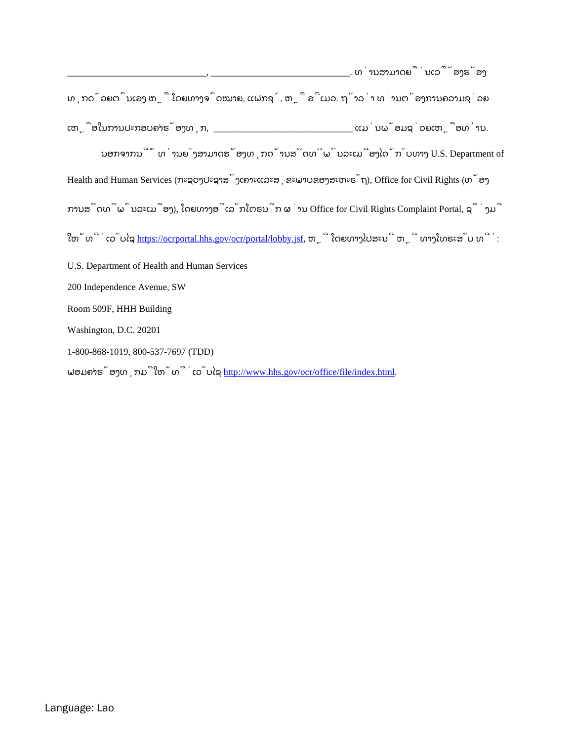_____________________________, _____________________________. ທ່ານສາມາດຍື່ນເລື່ອງຮ້ອງ ທຸກດ້ວຍຕົນເອງ ຫຼື ໂດຍທາງຈົດໝາຍ, ແຟກຊ໌, ຫຼື ອີເມວ. ຖ້າວ່າ ທ່ານຕ້ອງການຄວາມຊ່ວຍ ເຫຼືອໃນການປະກອບຄໍາຮ້ອງທຸກ, _____________________________ ແມ່ນພ້ອມຊ່ວຍເຫຼືອທ່ານ.

ນອກຈາກນີ້ ທ່ານຍັງສາມາດຮ້ອງທຸກດ້ານສິດທິພົນລະເມືອງໄດ້ກັບທາງ U.S. Department of Health and Human Services (ກະຊວງປະຊາສົງເຄາະແລະສຸຂະພາບຂອງສະຫະລັດ), Office for Civil Rights (ຫ້ອງການສິດທິພົນລະເມືອງ), ໂດຍທາງອີເລັກໂຕຣນິກ ຜ່ານ Office for Civil Rights Complaint Portal, ຊຶ່ງມີໃຫ້ທີ່ເວັບໄຊ https://ocrportal.hhs.gov/ocr/portal/lobby.jsf, ຫຼື ໂດຍທາງໄປສະນີ ຫຼື ທາງໂທລະສັບ ທີ່:

U.S. Department of Health and Human Services
200 Independence Avenue, SW
Room 509F, HHH Building
Washington, D.C. 20201
1-800-868-1019, 800-537-7697 (TDD)

ຟອມຄໍາຮ້ອງທຸກມີໃຫ້ທີ່ເວັບໄຊ http://www.hhs.gov/ocr/office/file/index.html.

Language: Lao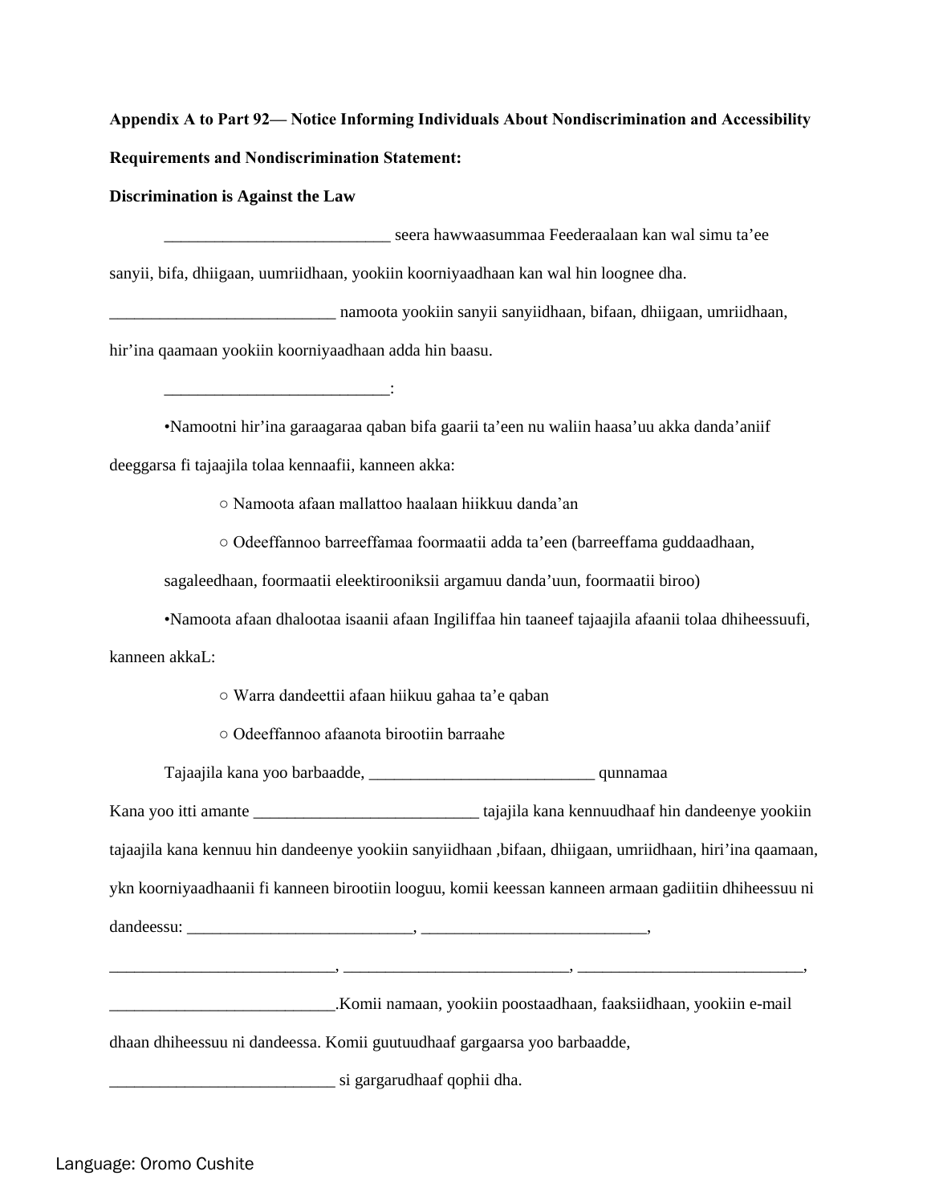**Appendix A to Part 92— Notice Informing Individuals About Nondiscrimination and Accessibility Requirements and Nondiscrimination Statement:**

**Discrimination is Against the Law**

___________________________ seera hawwaasummaa Feederaalaan kan wal simu ta'ee sanyii, bifa, dhiigaan, uumriidhaan, yookiin koorniyaadhaan kan wal hin loognee dha. ___________________________ namoota yookiin sanyii sanyiidhaan, bifaan, dhiigaan, umriidhaan, hir'ina qaamaan yookiin koorniyaadhaan adda hin baasu.

___________________________:

- Namootni hir'ina garaagaraa qaban bifa gaarii ta'een nu waliin haasa'uu akka danda'aniif deeggarsa fi tajaajila tolaa kennaafii, kanneen akka:
  - ○ Namoota afaan mallattoo haalaan hiikkuu danda'an
  - ○ Odeeffannoo barreeffamaa foormaatii adda ta'een (barreeffama guddaadhaan, sagaleedhaan, foormaatii eleektirooniksii argamuu danda'uun, foormaatii biroo)
- Namoota afaan dhalootaa isaanii afaan Ingiliffaa hin taaneef tajaajila afaanii tolaa dhiheessuufi, kanneen akkaL:
  - ○ Warra dandeettii afaan hiikuu gahaa ta'e qaban
  - ○ Odeeffannoo afaanota birootiin barraahe

Tajaajila kana yoo barbaadde, ___________________________ qunnamaa

Kana yoo itti amante ___________________________ tajajila kana kennuudhaaf hin dandeenye yookiin tajaajila kana kennuu hin dandeenye yookiin sanyiidhaan ,bifaan, dhiigaan, umriidhaan, hiri'ina qaamaan, ykn koorniyaadhaanii fi kanneen birootiin looguu, komii keessan kanneen armaan gadiitiin dhiheessuu ni dandeessu: ___________________________, ___________________________, ___________________________, ___________________________, ___________________________, ___________________________.Komii namaan, yookiin poostaadhaan, faaksiidhaan, yookiin e-mail dhaan dhiheessuu ni dandeessa. Komii guutuudhaaf gargaarsa yoo barbaadde, ___________________________ si gargarudhaaf qophii dha.

Language: Oromo Cushite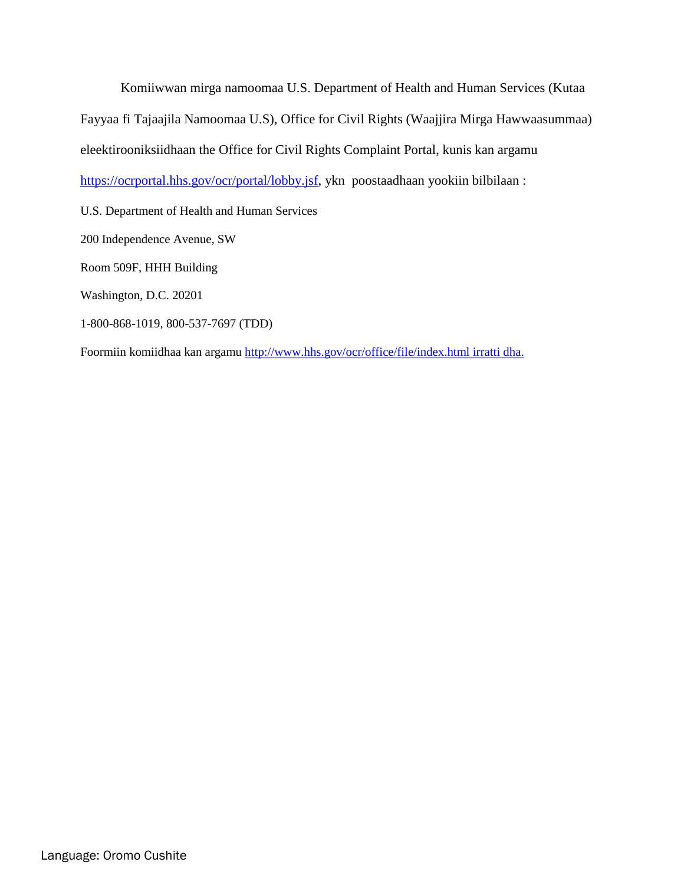Komiiwwan mirga namoomaa U.S. Department of Health and Human Services (Kutaa Fayyaa fi Tajaajila Namoomaa U.S), Office for Civil Rights (Waajjira Mirga Hawwaasummaa) eleektirooniksiidhaan the Office for Civil Rights Complaint Portal, kunis kan argamu https://ocrportal.hhs.gov/ocr/portal/lobby.jsf, ykn poostaadhaan yookiin bilbilaan :

U.S. Department of Health and Human Services

200 Independence Avenue, SW

Room 509F, HHH Building

Washington, D.C. 20201

1-800-868-1019, 800-537-7697 (TDD)

Foormiin komiidhaa kan argamu http://www.hhs.gov/ocr/office/file/index.html irratti dha.

Language: Oromo Cushite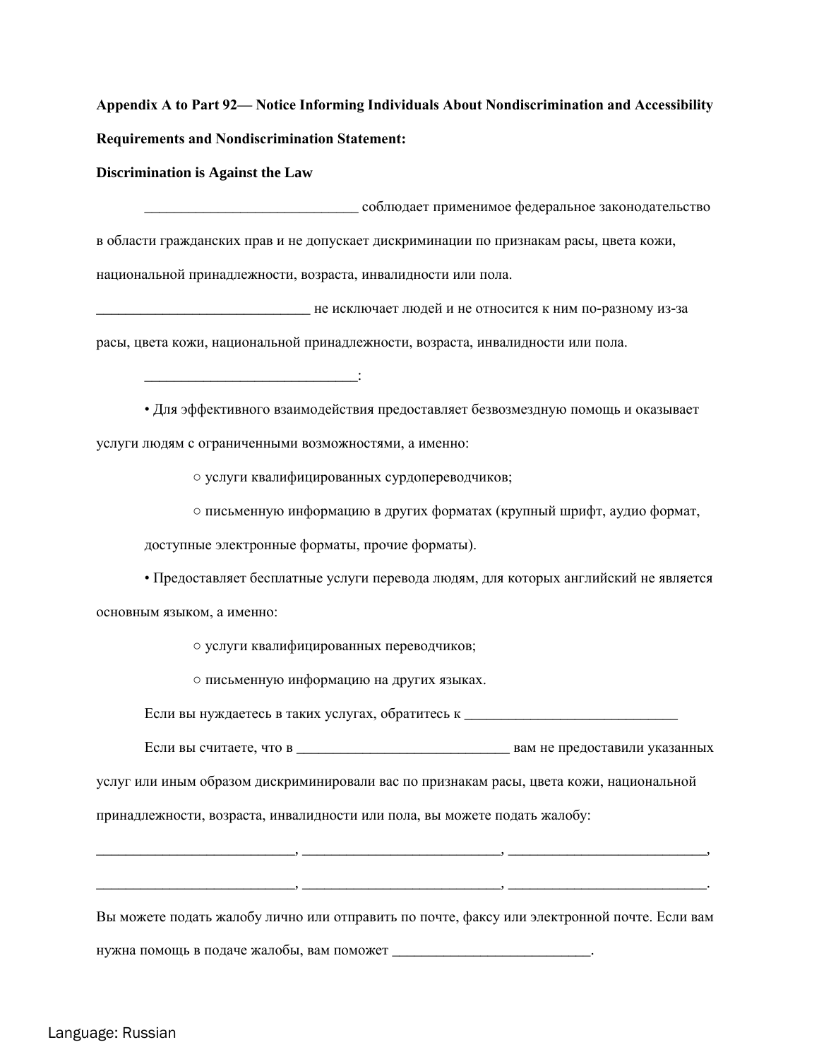**Appendix A to Part 92— Notice Informing Individuals About Nondiscrimination and Accessibility Requirements and Nondiscrimination Statement:**

**Discrimination is Against the Law**

_____________________________ соблюдает применимое федеральное законодательство в области гражданских прав и не допускает дискриминации по признакам расы, цвета кожи, национальной принадлежности, возраста, инвалидности или пола.

_____________________________ не исключает людей и не относится к ним по-разному из-за расы, цвета кожи, национальной принадлежности, возраста, инвалидности или пола.

_____________________________:

- Для эффективного взаимодействия предоставляет безвозмездную помощь и оказывает услуги людям с ограниченными возможностями, а именно:
  - услуги квалифицированных сурдопереводчиков;
  - письменную информацию в других форматах (крупный шрифт, аудио формат, доступные электронные форматы, прочие форматы).
- Предоставляет бесплатные услуги перевода людям, для которых английский не является основным языком, а именно:
  - услуги квалифицированных переводчиков;
  - письменную информацию на других языках.

Если вы нуждаетесь в таких услугах, обратитесь к _____________________________

Если вы считаете, что в _____________________________ вам не предоставили указанных услуг или иным образом дискриминировали вас по признакам расы, цвета кожи, национальной принадлежности, возраста, инвалидности или пола, вы можете подать жалобу:

___________________________, ___________________________, ___________________________,

___________________________, ___________________________, ___________________________.

Вы можете подать жалобу лично или отправить по почте, факсу или электронной почте. Если вам нужна помощь в подаче жалобы, вам поможет ___________________________.

Language: Russian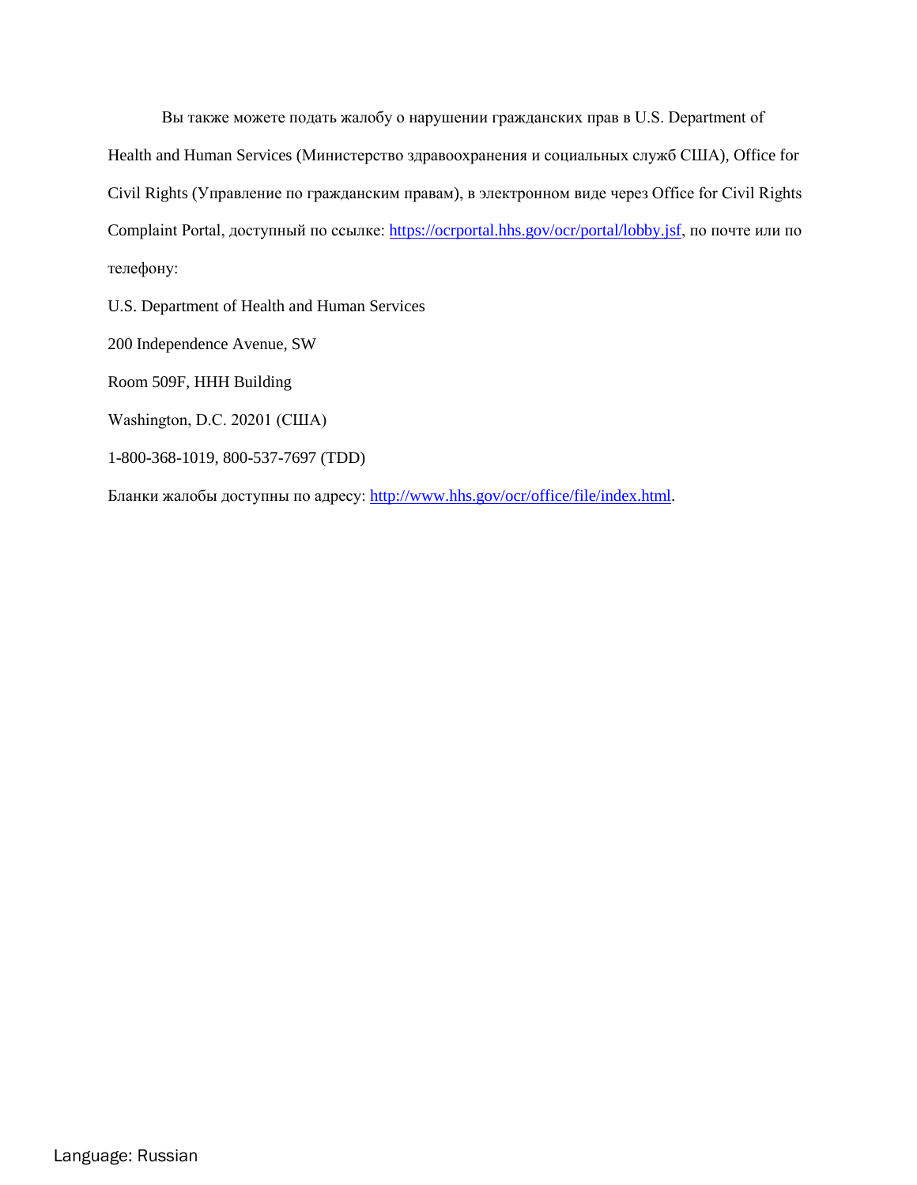Вы также можете подать жалобу о нарушении гражданских прав в U.S. Department of Health and Human Services (Министерство здравоохранения и социальных служб США), Office for Civil Rights (Управление по гражданским правам), в электронном виде через Office for Civil Rights Complaint Portal, доступный по ссылке: https://ocrportal.hhs.gov/ocr/portal/lobby.jsf, по почте или по телефону:

U.S. Department of Health and Human Services

200 Independence Avenue, SW

Room 509F, HHH Building

Washington, D.C. 20201 (США)

1-800-368-1019, 800-537-7697 (TDD)

Бланки жалобы доступны по адресу: http://www.hhs.gov/ocr/office/file/index.html.

Language: Russian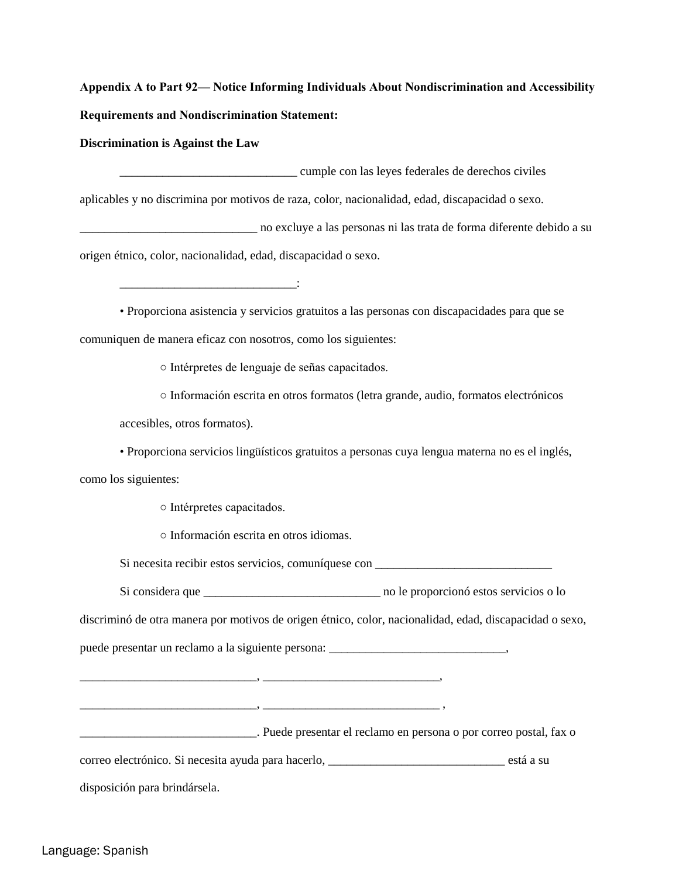**Appendix A to Part 92— Notice Informing Individuals About Nondiscrimination and Accessibility Requirements and Nondiscrimination Statement:**

**Discrimination is Against the Law**

_____________________________ cumple con las leyes federales de derechos civiles aplicables y no discrimina por motivos de raza, color, nacionalidad, edad, discapacidad o sexo. _____________________________ no excluye a las personas ni las trata de forma diferente debido a su origen étnico, color, nacionalidad, edad, discapacidad o sexo.

_____________________________:

- Proporciona asistencia y servicios gratuitos a las personas con discapacidades para que se comuniquen de manera eficaz con nosotros, como los siguientes:
  - Intérpretes de lenguaje de señas capacitados.
  - Información escrita en otros formatos (letra grande, audio, formatos electrónicos accesibles, otros formatos).
- Proporciona servicios lingüísticos gratuitos a personas cuya lengua materna no es el inglés, como los siguientes:
  - Intérpretes capacitados.
  - Información escrita en otros idiomas.

Si necesita recibir estos servicios, comuníquese con _____________________________

Si considera que _____________________________ no le proporcionó estos servicios o lo discriminó de otra manera por motivos de origen étnico, color, nacionalidad, edad, discapacidad o sexo, puede presentar un reclamo a la siguiente persona: _____________________________, _____________________________, _____________________________, _____________________________, _____________________________ , _____________________________. Puede presentar el reclamo en persona o por correo postal, fax o correo electrónico. Si necesita ayuda para hacerlo, _____________________________ está a su disposición para brindársela.

Language: Spanish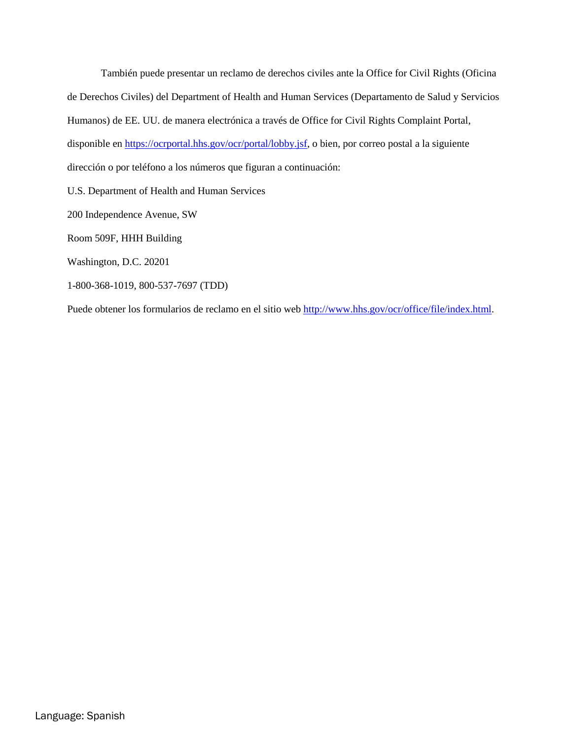También puede presentar un reclamo de derechos civiles ante la Office for Civil Rights (Oficina de Derechos Civiles) del Department of Health and Human Services (Departamento de Salud y Servicios Humanos) de EE. UU. de manera electrónica a través de Office for Civil Rights Complaint Portal, disponible en https://ocrportal.hhs.gov/ocr/portal/lobby.jsf, o bien, por correo postal a la siguiente dirección o por teléfono a los números que figuran a continuación:

U.S. Department of Health and Human Services

200 Independence Avenue, SW

Room 509F, HHH Building

Washington, D.C. 20201

1-800-368-1019, 800-537-7697 (TDD)

Puede obtener los formularios de reclamo en el sitio web http://www.hhs.gov/ocr/office/file/index.html.

Language: Spanish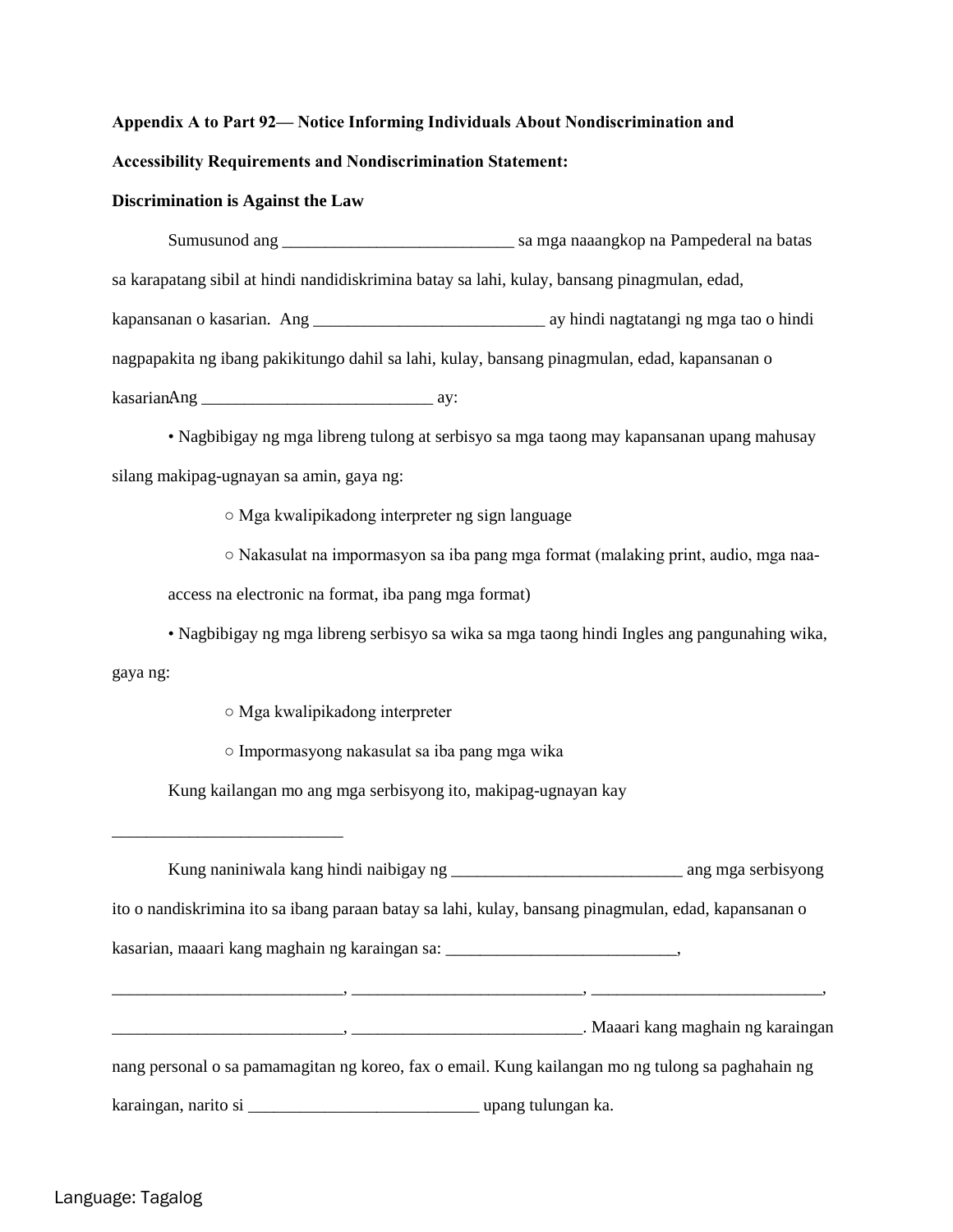**Appendix A to Part 92— Notice Informing Individuals About Nondiscrimination and Accessibility Requirements and Nondiscrimination Statement:**

**Discrimination is Against the Law**

Sumusunod ang ___________________________ sa mga naaangkop na Pampederal na batas sa karapatang sibil at hindi nandidiskrimina batay sa lahi, kulay, bansang pinagmulan, edad, kapansanan o kasarian.  Ang ___________________________ ay hindi nagtatangi ng mga tao o hindi nagpapakita ng ibang pakikitungo dahil sa lahi, kulay, bansang pinagmulan, edad, kapansanan o kasarianAng ___________________________ ay:

- Nagbibigay ng mga libreng tulong at serbisyo sa mga taong may kapansanan upang mahusay silang makipag-ugnayan sa amin, gaya ng:
  - Mga kwalipikadong interpreter ng sign language
  - Nakasulat na impormasyon sa iba pang mga format (malaking print, audio, mga naa-access na electronic na format, iba pang mga format)
- Nagbibigay ng mga libreng serbisyo sa wika sa mga taong hindi Ingles ang pangunahing wika, gaya ng:
  - Mga kwalipikadong interpreter
  - Impormasyong nakasulat sa iba pang mga wika

Kung kailangan mo ang mga serbisyong ito, makipag-ugnayan kay

___________________________

Kung naniniwala kang hindi naibigay ng ___________________________ ang mga serbisyong ito o nandiskrimina ito sa ibang paraan batay sa lahi, kulay, bansang pinagmulan, edad, kapansanan o kasarian, maaari kang maghain ng karaingan sa: ___________________________, ___________________________, ___________________________, ___________________________, ___________________________, ___________________________. Maaari kang maghain ng karaingan nang personal o sa pamamagitan ng koreo, fax o email. Kung kailangan mo ng tulong sa paghahain ng karaingan, narito si ___________________________ upang tulungan ka.

Language: Tagalog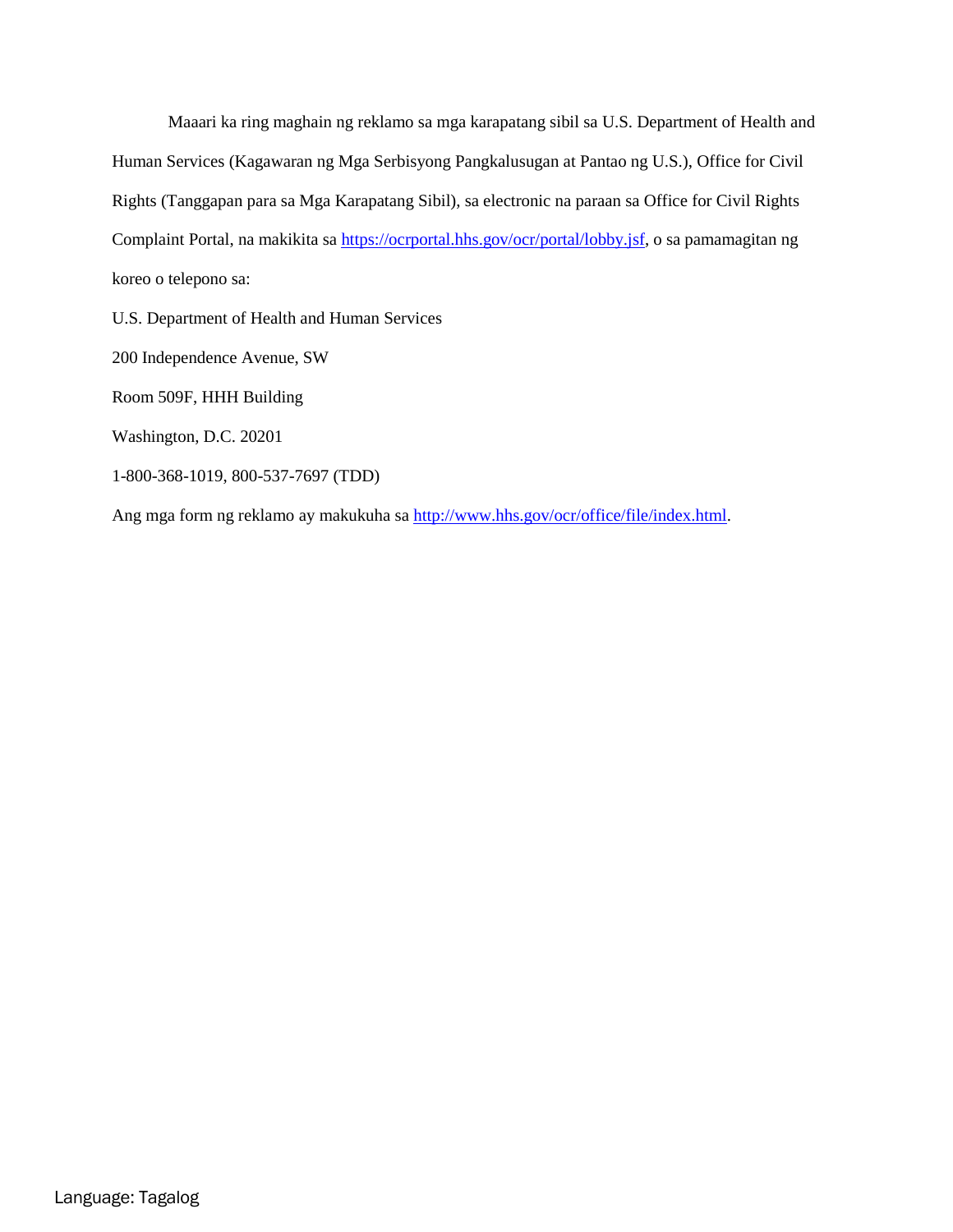Maaari ka ring maghain ng reklamo sa mga karapatang sibil sa U.S. Department of Health and Human Services (Kagawaran ng Mga Serbisyong Pangkalusugan at Pantao ng U.S.), Office for Civil Rights (Tanggapan para sa Mga Karapatang Sibil), sa electronic na paraan sa Office for Civil Rights Complaint Portal, na makikita sa https://ocrportal.hhs.gov/ocr/portal/lobby.jsf, o sa pamamagitan ng koreo o telepono sa:

U.S. Department of Health and Human Services

200 Independence Avenue, SW

Room 509F, HHH Building

Washington, D.C. 20201

1-800-368-1019, 800-537-7697 (TDD)

Ang mga form ng reklamo ay makukuha sa http://www.hhs.gov/ocr/office/file/index.html.

Language: Tagalog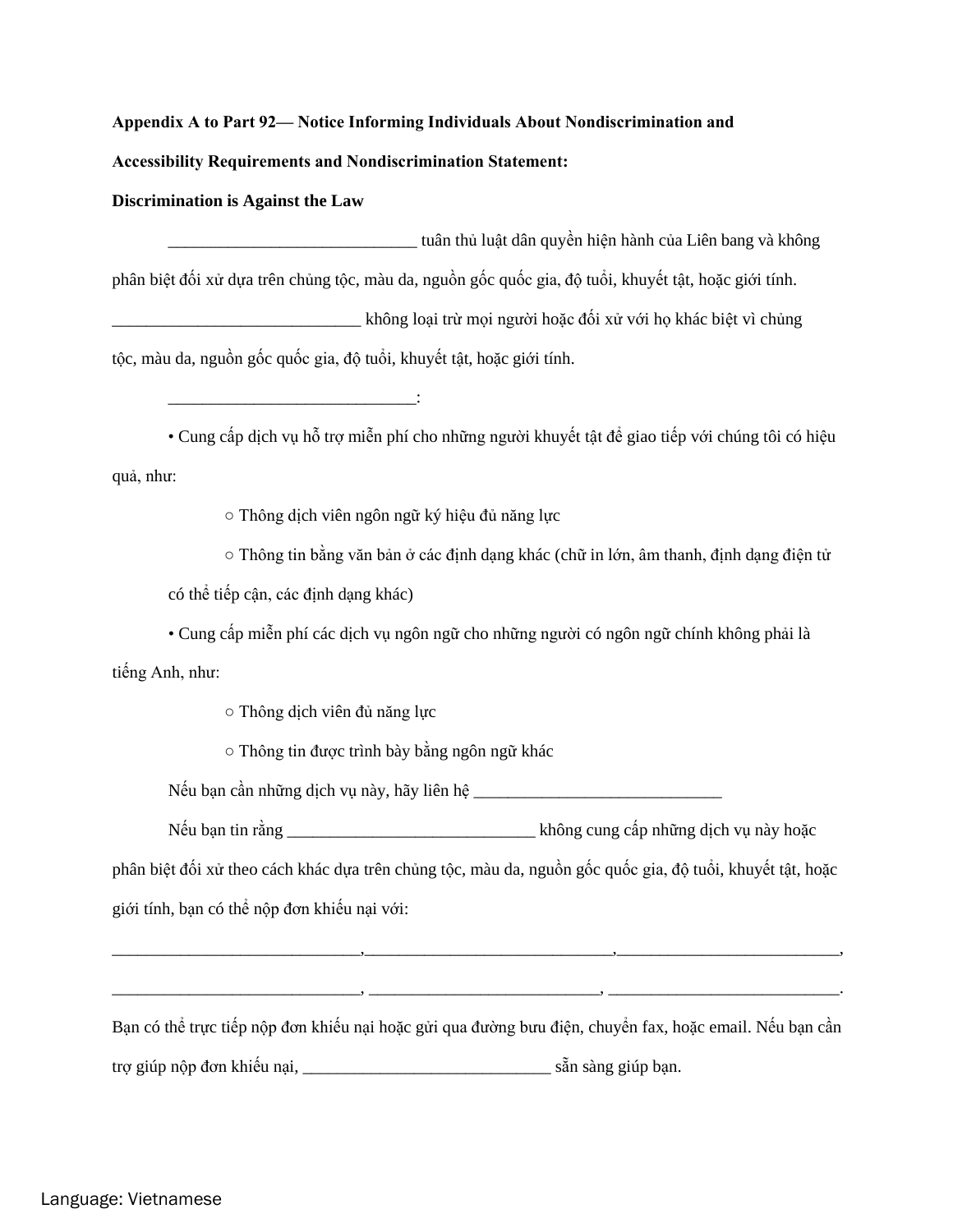**Appendix A to Part 92— Notice Informing Individuals About Nondiscrimination and Accessibility Requirements and Nondiscrimination Statement:**

**Discrimination is Against the Law**

_____________________________ tuân thủ luật dân quyền hiện hành của Liên bang và không phân biệt đối xử dựa trên chủng tộc, màu da, nguồn gốc quốc gia, độ tuổi, khuyết tật, hoặc giới tính. _____________________________ không loại trừ mọi người hoặc đối xử với họ khác biệt vì chủng tộc, màu da, nguồn gốc quốc gia, độ tuổi, khuyết tật, hoặc giới tính.

_____________________________:

- Cung cấp dịch vụ hỗ trợ miễn phí cho những người khuyết tật để giao tiếp với chúng tôi có hiệu quả, như:
    - Thông dịch viên ngôn ngữ ký hiệu đủ năng lực
    - Thông tin bằng văn bản ở các định dạng khác (chữ in lớn, âm thanh, định dạng điện tử có thể tiếp cận, các định dạng khác)
- Cung cấp miễn phí các dịch vụ ngôn ngữ cho những người có ngôn ngữ chính không phải là tiếng Anh, như:
    - Thông dịch viên đủ năng lực
    - Thông tin được trình bày bằng ngôn ngữ khác

Nếu bạn cần những dịch vụ này, hãy liên hệ _____________________________

Nếu bạn tin rằng _____________________________ không cung cấp những dịch vụ này hoặc phân biệt đối xử theo cách khác dựa trên chủng tộc, màu da, nguồn gốc quốc gia, độ tuổi, khuyết tật, hoặc giới tính, bạn có thể nộp đơn khiếu nại với:

_____________________________,_____________________________,_________________________,
_____________________________, ___________________________, ___________________________.

Bạn có thể trực tiếp nộp đơn khiếu nại hoặc gửi qua đường bưu điện, chuyển fax, hoặc email. Nếu bạn cần trợ giúp nộp đơn khiếu nại, _____________________________ sẵn sàng giúp bạn.

Language: Vietnamese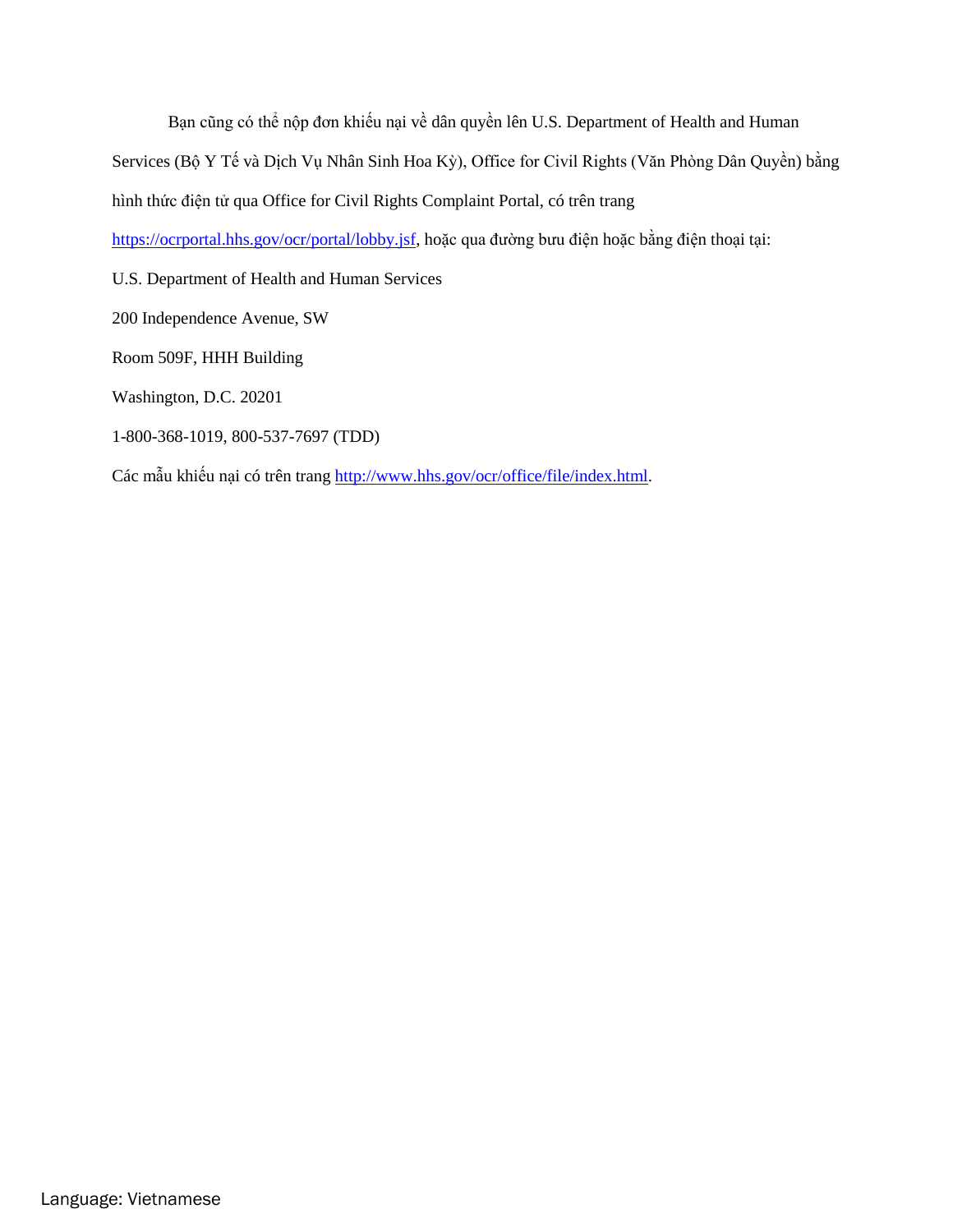Bạn cũng có thể nộp đơn khiếu nại về dân quyền lên U.S. Department of Health and Human Services (Bộ Y Tế và Dịch Vụ Nhân Sinh Hoa Kỳ), Office for Civil Rights (Văn Phòng Dân Quyền) bằng hình thức điện tử qua Office for Civil Rights Complaint Portal, có trên trang https://ocrportal.hhs.gov/ocr/portal/lobby.jsf, hoặc qua đường bưu điện hoặc bằng điện thoại tại:

U.S. Department of Health and Human Services

200 Independence Avenue, SW

Room 509F, HHH Building

Washington, D.C. 20201

1-800-368-1019, 800-537-7697 (TDD)

Các mẫu khiếu nại có trên trang http://www.hhs.gov/ocr/office/file/index.html.

Language: Vietnamese